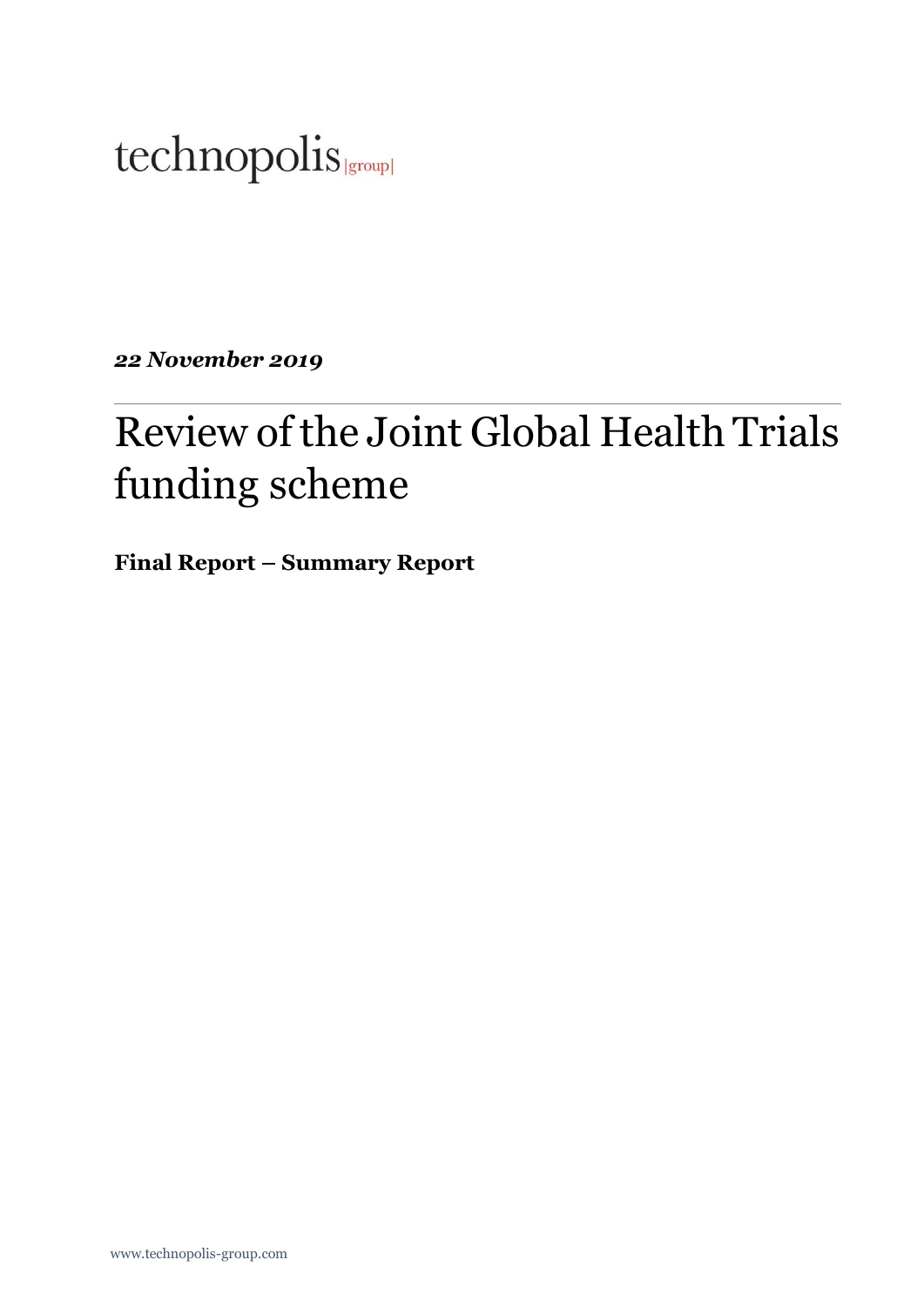technopolis |group|

***22 November 2019***

# Review of the Joint Global Health Trials funding scheme

**Final Report – Summary Report**

www.technopolis-group.com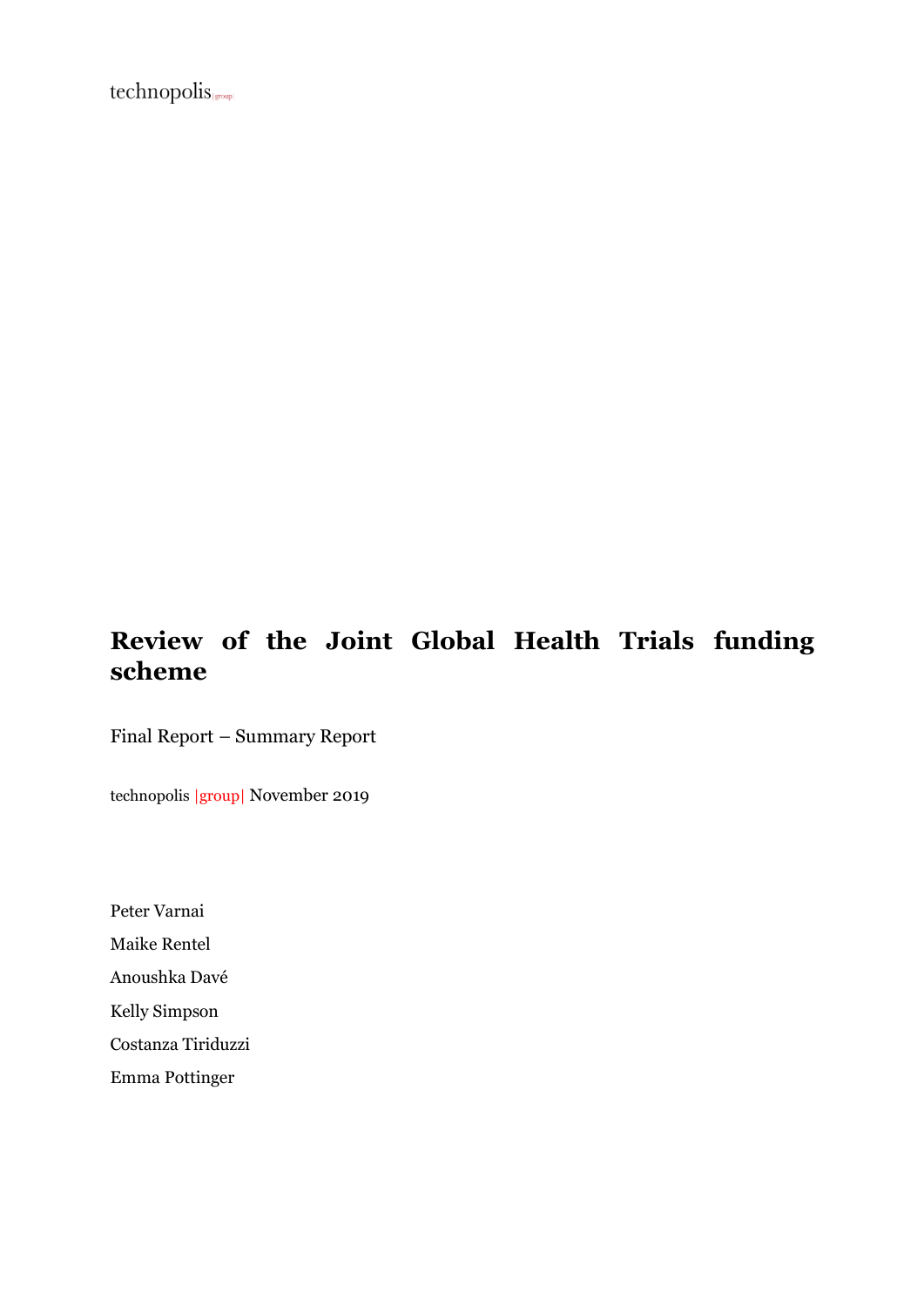technopolis |group|

# Review of the Joint Global Health Trials funding scheme

Final Report – Summary Report

technopolis |group| November 2019

Peter Varnai

Maike Rentel

Anoushka Davé

Kelly Simpson

Costanza Tiriduzzi

Emma Pottinger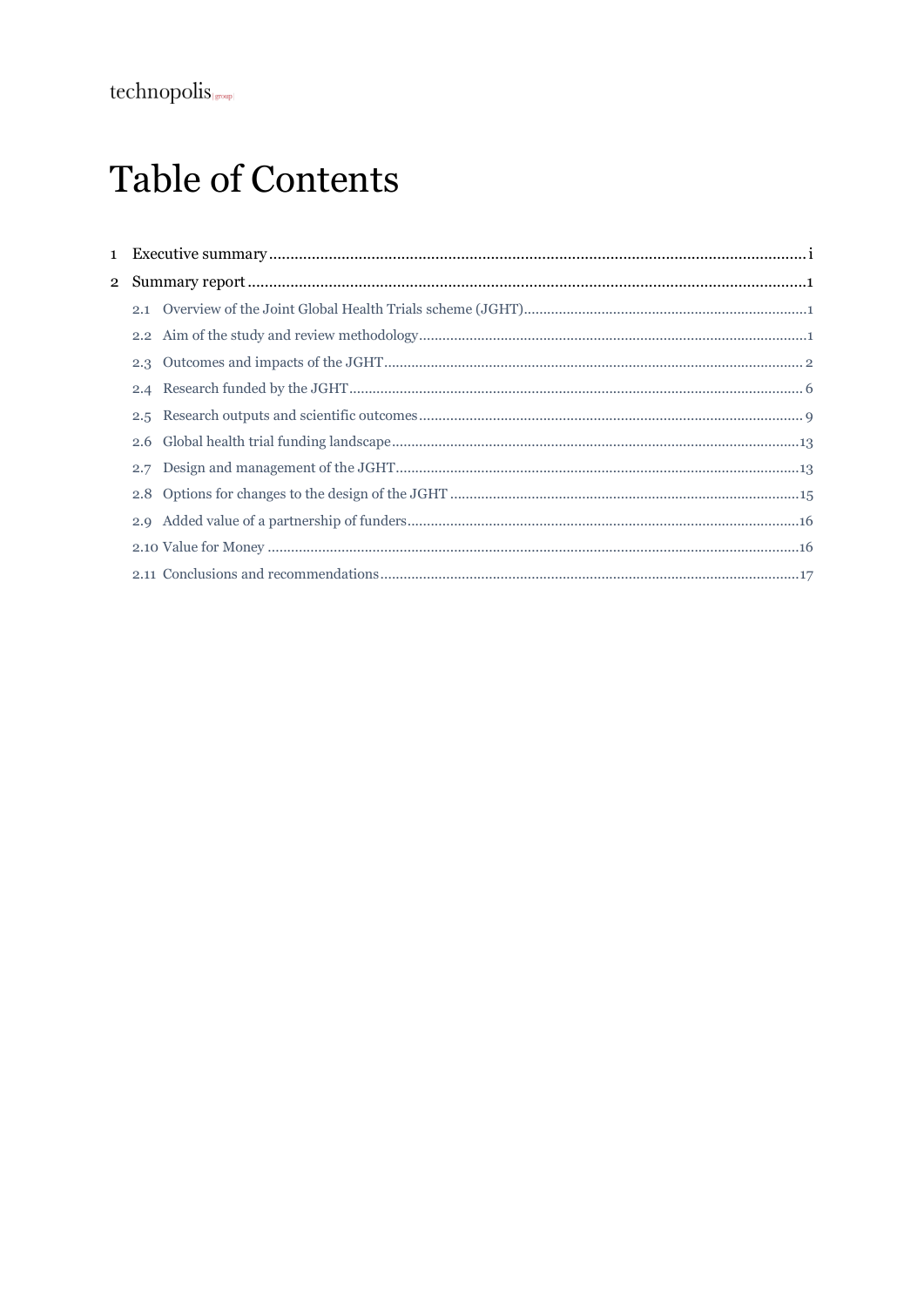# Table of Contents

1 Executive summary ..... i

2 Summary report ..... 1

- 2.1 Overview of the Joint Global Health Trials scheme (JGHT) ..... 1
- 2.2 Aim of the study and review methodology ..... 1
- 2.3 Outcomes and impacts of the JGHT ..... 2
- 2.4 Research funded by the JGHT ..... 6
- 2.5 Research outputs and scientific outcomes ..... 9
- 2.6 Global health trial funding landscape ..... 13
- 2.7 Design and management of the JGHT ..... 13
- 2.8 Options for changes to the design of the JGHT ..... 15
- 2.9 Added value of a partnership of funders ..... 16
- 2.10 Value for Money ..... 16
- 2.11 Conclusions and recommendations ..... 17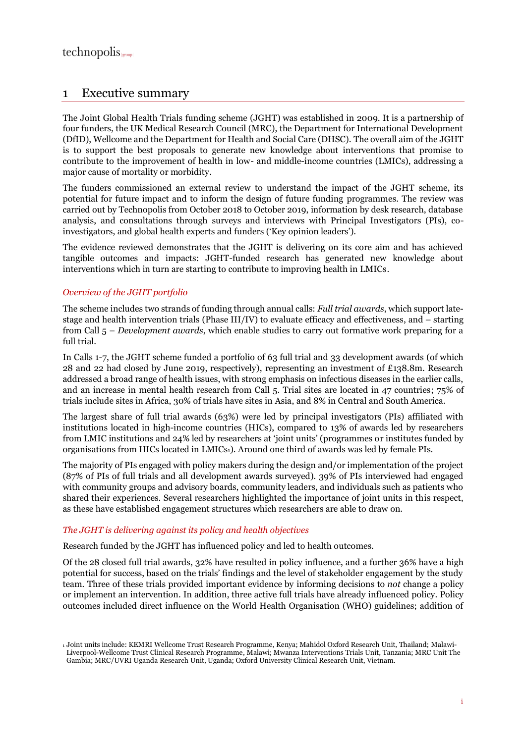# 1 Executive summary

The Joint Global Health Trials funding scheme (JGHT) was established in 2009. It is a partnership of four funders, the UK Medical Research Council (MRC), the Department for International Development (DfID), Wellcome and the Department for Health and Social Care (DHSC). The overall aim of the JGHT is to support the best proposals to generate new knowledge about interventions that promise to contribute to the improvement of health in low- and middle-income countries (LMICs), addressing a major cause of mortality or morbidity.

The funders commissioned an external review to understand the impact of the JGHT scheme, its potential for future impact and to inform the design of future funding programmes. The review was carried out by Technopolis from October 2018 to October 2019, information by desk research, database analysis, and consultations through surveys and interviews with Principal Investigators (PIs), co-investigators, and global health experts and funders ('Key opinion leaders').

The evidence reviewed demonstrates that the JGHT is delivering on its core aim and has achieved tangible outcomes and impacts: JGHT-funded research has generated new knowledge about interventions which in turn are starting to contribute to improving health in LMICs.

*Overview of the JGHT portfolio*

The scheme includes two strands of funding through annual calls: *Full trial awards*, which support late-stage and health intervention trials (Phase III/IV) to evaluate efficacy and effectiveness, and – starting from Call 5 – *Development awards*, which enable studies to carry out formative work preparing for a full trial.

In Calls 1-7, the JGHT scheme funded a portfolio of 63 full trial and 33 development awards (of which 28 and 22 had closed by June 2019, respectively), representing an investment of £138.8m. Research addressed a broad range of health issues, with strong emphasis on infectious diseases in the earlier calls, and an increase in mental health research from Call 5. Trial sites are located in 47 countries; 75% of trials include sites in Africa, 30% of trials have sites in Asia, and 8% in Central and South America.

The largest share of full trial awards (63%) were led by principal investigators (PIs) affiliated with institutions located in high-income countries (HICs), compared to 13% of awards led by researchers from LMIC institutions and 24% led by researchers at 'joint units' (programmes or institutes funded by organisations from HICs located in LMICs[1]). Around one third of awards was led by female PIs.

The majority of PIs engaged with policy makers during the design and/or implementation of the project (87% of PIs of full trials and all development awards surveyed). 39% of PIs interviewed had engaged with community groups and advisory boards, community leaders, and individuals such as patients who shared their experiences. Several researchers highlighted the importance of joint units in this respect, as these have established engagement structures which researchers are able to draw on.

*The JGHT is delivering against its policy and health objectives*

Research funded by the JGHT has influenced policy and led to health outcomes.

Of the 28 closed full trial awards, 32% have resulted in policy influence, and a further 36% have a high potential for success, based on the trials' findings and the level of stakeholder engagement by the study team. Three of these trials provided important evidence by informing decisions to *not* change a policy or implement an intervention. In addition, three active full trials have already influenced policy. Policy outcomes included direct influence on the World Health Organisation (WHO) guidelines; addition of

[1] Joint units include: KEMRI Wellcome Trust Research Programme, Kenya; Mahidol Oxford Research Unit, Thailand; Malawi-Liverpool-Wellcome Trust Clinical Research Programme, Malawi; Mwanza Interventions Trials Unit, Tanzania; MRC Unit The Gambia; MRC/UVRI Uganda Research Unit, Uganda; Oxford University Clinical Research Unit, Vietnam.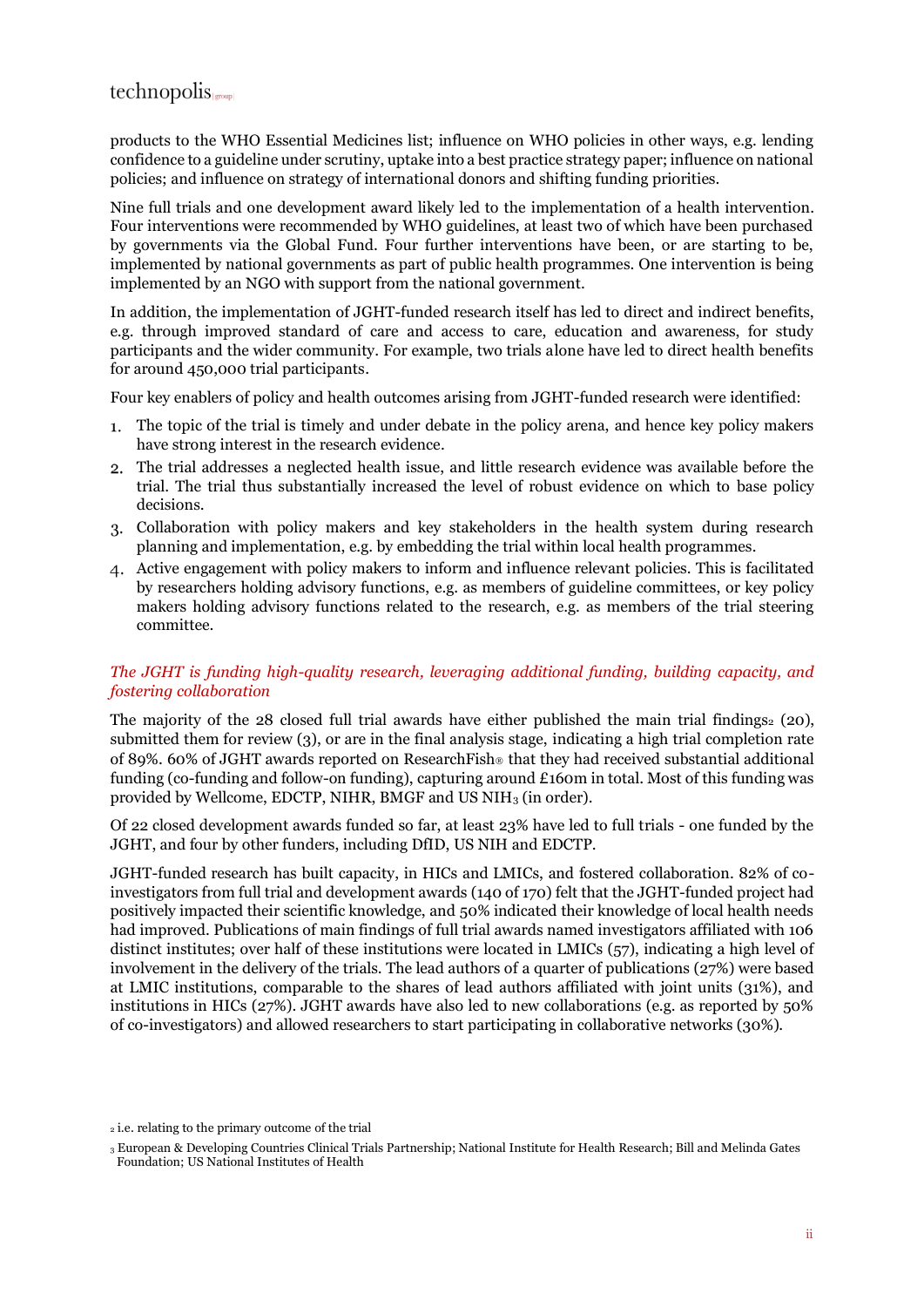products to the WHO Essential Medicines list; influence on WHO policies in other ways, e.g. lending confidence to a guideline under scrutiny, uptake into a best practice strategy paper; influence on national policies; and influence on strategy of international donors and shifting funding priorities.

Nine full trials and one development award likely led to the implementation of a health intervention. Four interventions were recommended by WHO guidelines, at least two of which have been purchased by governments via the Global Fund. Four further interventions have been, or are starting to be, implemented by national governments as part of public health programmes. One intervention is being implemented by an NGO with support from the national government.

In addition, the implementation of JGHT-funded research itself has led to direct and indirect benefits, e.g. through improved standard of care and access to care, education and awareness, for study participants and the wider community. For example, two trials alone have led to direct health benefits for around 450,000 trial participants.

Four key enablers of policy and health outcomes arising from JGHT-funded research were identified:

1. The topic of the trial is timely and under debate in the policy arena, and hence key policy makers have strong interest in the research evidence.
2. The trial addresses a neglected health issue, and little research evidence was available before the trial. The trial thus substantially increased the level of robust evidence on which to base policy decisions.
3. Collaboration with policy makers and key stakeholders in the health system during research planning and implementation, e.g. by embedding the trial within local health programmes.
4. Active engagement with policy makers to inform and influence relevant policies. This is facilitated by researchers holding advisory functions, e.g. as members of guideline committees, or key policy makers holding advisory functions related to the research, e.g. as members of the trial steering committee.

*The JGHT is funding high-quality research, leveraging additional funding, building capacity, and fostering collaboration*

The majority of the 28 closed full trial awards have either published the main trial findings[2] (20), submitted them for review (3), or are in the final analysis stage, indicating a high trial completion rate of 89%. 60% of JGHT awards reported on ResearchFish® that they had received substantial additional funding (co-funding and follow-on funding), capturing around £160m in total. Most of this funding was provided by Wellcome, EDCTP, NIHR, BMGF and US NIH[3] (in order).

Of 22 closed development awards funded so far, at least 23% have led to full trials - one funded by the JGHT, and four by other funders, including DfID, US NIH and EDCTP.

JGHT-funded research has built capacity, in HICs and LMICs, and fostered collaboration. 82% of co-investigators from full trial and development awards (140 of 170) felt that the JGHT-funded project had positively impacted their scientific knowledge, and 50% indicated their knowledge of local health needs had improved. Publications of main findings of full trial awards named investigators affiliated with 106 distinct institutes; over half of these institutions were located in LMICs (57), indicating a high level of involvement in the delivery of the trials. The lead authors of a quarter of publications (27%) were based at LMIC institutions, comparable to the shares of lead authors affiliated with joint units (31%), and institutions in HICs (27%). JGHT awards have also led to new collaborations (e.g. as reported by 50% of co-investigators) and allowed researchers to start participating in collaborative networks (30%).

[2] i.e. relating to the primary outcome of the trial

[3] European & Developing Countries Clinical Trials Partnership; National Institute for Health Research; Bill and Melinda Gates Foundation; US National Institutes of Health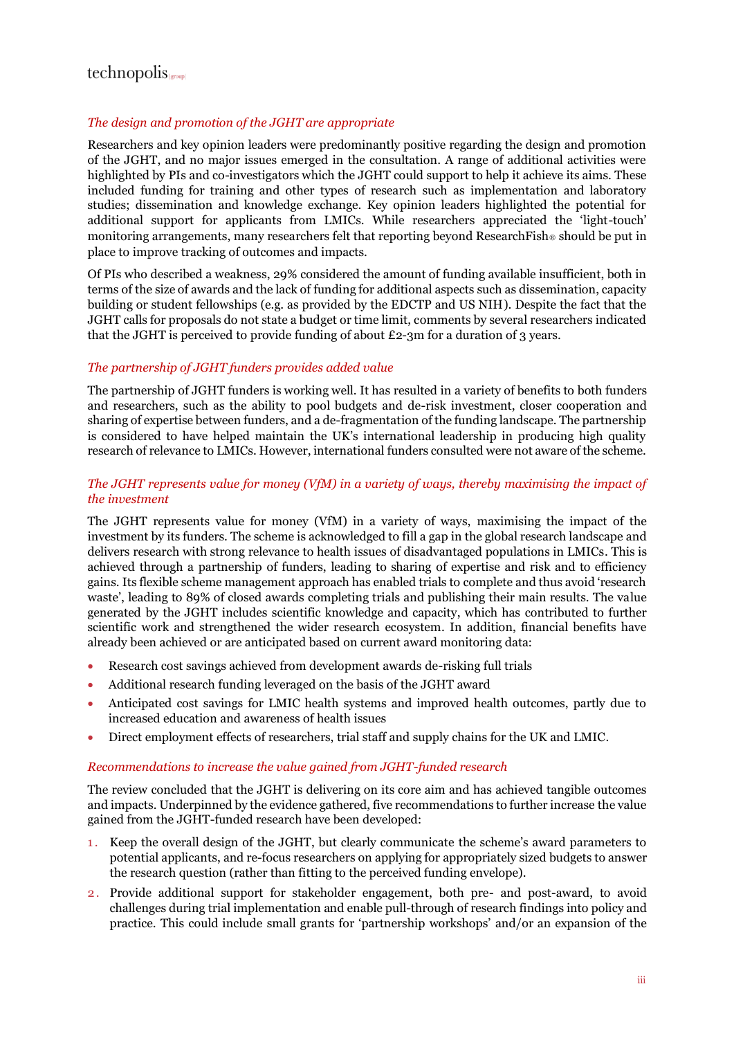*The design and promotion of the JGHT are appropriate*

Researchers and key opinion leaders were predominantly positive regarding the design and promotion of the JGHT, and no major issues emerged in the consultation. A range of additional activities were highlighted by PIs and co-investigators which the JGHT could support to help it achieve its aims. These included funding for training and other types of research such as implementation and laboratory studies; dissemination and knowledge exchange. Key opinion leaders highlighted the potential for additional support for applicants from LMICs. While researchers appreciated the 'light-touch' monitoring arrangements, many researchers felt that reporting beyond ResearchFish® should be put in place to improve tracking of outcomes and impacts.

Of PIs who described a weakness, 29% considered the amount of funding available insufficient, both in terms of the size of awards and the lack of funding for additional aspects such as dissemination, capacity building or student fellowships (e.g. as provided by the EDCTP and US NIH). Despite the fact that the JGHT calls for proposals do not state a budget or time limit, comments by several researchers indicated that the JGHT is perceived to provide funding of about £2-3m for a duration of 3 years.

*The partnership of JGHT funders provides added value*

The partnership of JGHT funders is working well. It has resulted in a variety of benefits to both funders and researchers, such as the ability to pool budgets and de-risk investment, closer cooperation and sharing of expertise between funders, and a de-fragmentation of the funding landscape. The partnership is considered to have helped maintain the UK's international leadership in producing high quality research of relevance to LMICs. However, international funders consulted were not aware of the scheme.

*The JGHT represents value for money (VfM) in a variety of ways, thereby maximising the impact of the investment*

The JGHT represents value for money (VfM) in a variety of ways, maximising the impact of the investment by its funders. The scheme is acknowledged to fill a gap in the global research landscape and delivers research with strong relevance to health issues of disadvantaged populations in LMICs. This is achieved through a partnership of funders, leading to sharing of expertise and risk and to efficiency gains. Its flexible scheme management approach has enabled trials to complete and thus avoid 'research waste', leading to 89% of closed awards completing trials and publishing their main results. The value generated by the JGHT includes scientific knowledge and capacity, which has contributed to further scientific work and strengthened the wider research ecosystem. In addition, financial benefits have already been achieved or are anticipated based on current award monitoring data:

- Research cost savings achieved from development awards de-risking full trials
- Additional research funding leveraged on the basis of the JGHT award
- Anticipated cost savings for LMIC health systems and improved health outcomes, partly due to increased education and awareness of health issues
- Direct employment effects of researchers, trial staff and supply chains for the UK and LMIC.

*Recommendations to increase the value gained from JGHT-funded research*

The review concluded that the JGHT is delivering on its core aim and has achieved tangible outcomes and impacts. Underpinned by the evidence gathered, five recommendations to further increase the value gained from the JGHT-funded research have been developed:

1. Keep the overall design of the JGHT, but clearly communicate the scheme's award parameters to potential applicants, and re-focus researchers on applying for appropriately sized budgets to answer the research question (rather than fitting to the perceived funding envelope).
2. Provide additional support for stakeholder engagement, both pre- and post-award, to avoid challenges during trial implementation and enable pull-through of research findings into policy and practice. This could include small grants for 'partnership workshops' and/or an expansion of the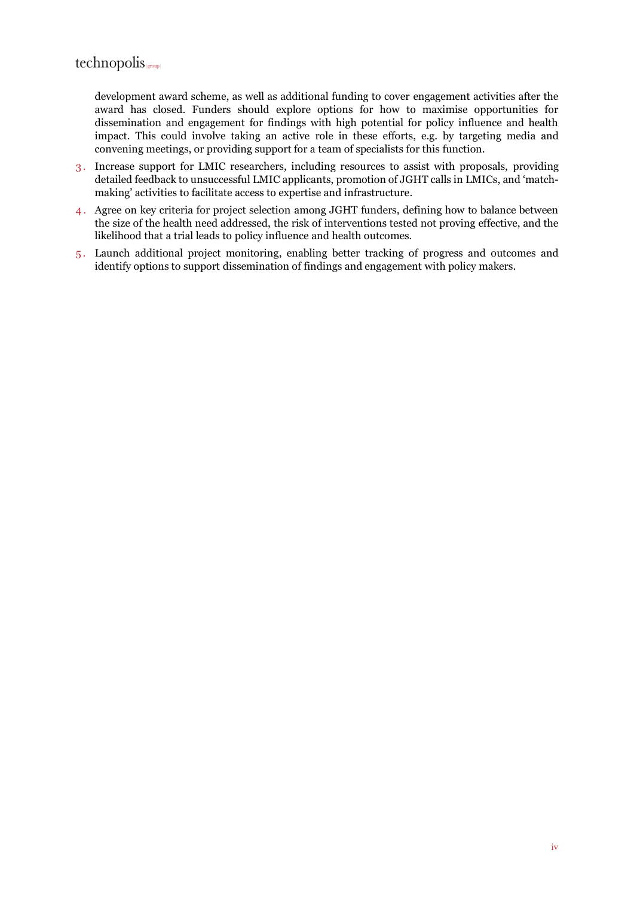development award scheme, as well as additional funding to cover engagement activities after the award has closed. Funders should explore options for how to maximise opportunities for dissemination and engagement for findings with high potential for policy influence and health impact. This could involve taking an active role in these efforts, e.g. by targeting media and convening meetings, or providing support for a team of specialists for this function.

3. Increase support for LMIC researchers, including resources to assist with proposals, providing detailed feedback to unsuccessful LMIC applicants, promotion of JGHT calls in LMICs, and 'match-making' activities to facilitate access to expertise and infrastructure.
4. Agree on key criteria for project selection among JGHT funders, defining how to balance between the size of the health need addressed, the risk of interventions tested not proving effective, and the likelihood that a trial leads to policy influence and health outcomes.
5. Launch additional project monitoring, enabling better tracking of progress and outcomes and identify options to support dissemination of findings and engagement with policy makers.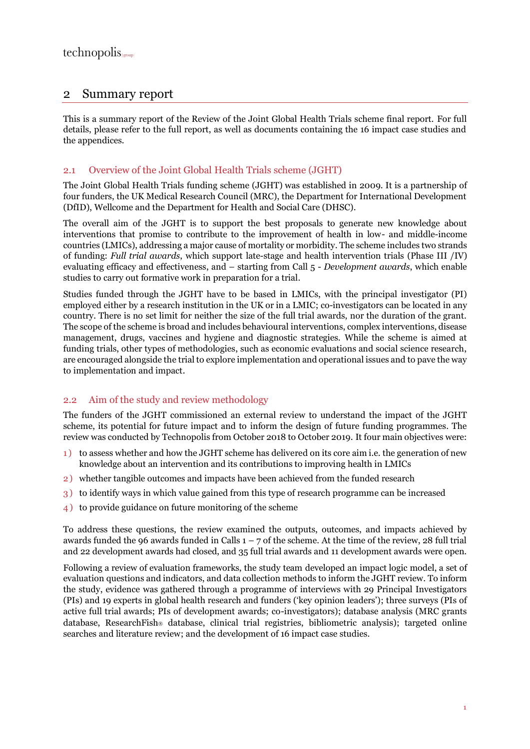## 2 Summary report

This is a summary report of the Review of the Joint Global Health Trials scheme final report. For full details, please refer to the full report, as well as documents containing the 16 impact case studies and the appendices.

### 2.1 Overview of the Joint Global Health Trials scheme (JGHT)

The Joint Global Health Trials funding scheme (JGHT) was established in 2009. It is a partnership of four funders, the UK Medical Research Council (MRC), the Department for International Development (DfID), Wellcome and the Department for Health and Social Care (DHSC).

The overall aim of the JGHT is to support the best proposals to generate new knowledge about interventions that promise to contribute to the improvement of health in low- and middle-income countries (LMICs), addressing a major cause of mortality or morbidity. The scheme includes two strands of funding: *Full trial awards*, which support late-stage and health intervention trials (Phase III /IV) evaluating efficacy and effectiveness, and – starting from Call 5 - *Development awards*, which enable studies to carry out formative work in preparation for a trial.

Studies funded through the JGHT have to be based in LMICs, with the principal investigator (PI) employed either by a research institution in the UK or in a LMIC; co-investigators can be located in any country. There is no set limit for neither the size of the full trial awards, nor the duration of the grant. The scope of the scheme is broad and includes behavioural interventions, complex interventions, disease management, drugs, vaccines and hygiene and diagnostic strategies. While the scheme is aimed at funding trials, other types of methodologies, such as economic evaluations and social science research, are encouraged alongside the trial to explore implementation and operational issues and to pave the way to implementation and impact.

### 2.2 Aim of the study and review methodology

The funders of the JGHT commissioned an external review to understand the impact of the JGHT scheme, its potential for future impact and to inform the design of future funding programmes. The review was conducted by Technopolis from October 2018 to October 2019. It four main objectives were:

1) to assess whether and how the JGHT scheme has delivered on its core aim i.e. the generation of new knowledge about an intervention and its contributions to improving health in LMICs
2) whether tangible outcomes and impacts have been achieved from the funded research
3) to identify ways in which value gained from this type of research programme can be increased
4) to provide guidance on future monitoring of the scheme

To address these questions, the review examined the outputs, outcomes, and impacts achieved by awards funded the 96 awards funded in Calls 1 – 7 of the scheme. At the time of the review, 28 full trial and 22 development awards had closed, and 35 full trial awards and 11 development awards were open.

Following a review of evaluation frameworks, the study team developed an impact logic model, a set of evaluation questions and indicators, and data collection methods to inform the JGHT review. To inform the study, evidence was gathered through a programme of interviews with 29 Principal Investigators (PIs) and 19 experts in global health research and funders ('key opinion leaders'); three surveys (PIs of active full trial awards; PIs of development awards; co-investigators); database analysis (MRC grants database, ResearchFish® database, clinical trial registries, bibliometric analysis); targeted online searches and literature review; and the development of 16 impact case studies.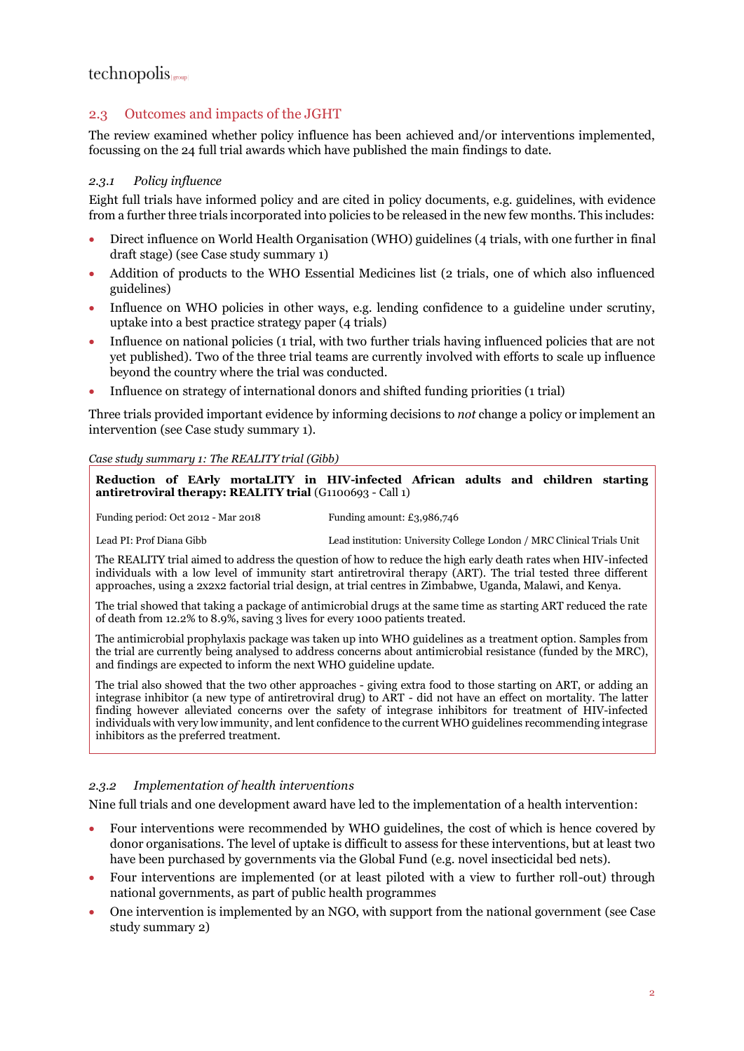## 2.3 Outcomes and impacts of the JGHT

The review examined whether policy influence has been achieved and/or interventions implemented, focussing on the 24 full trial awards which have published the main findings to date.

### *2.3.1 Policy influence*

Eight full trials have informed policy and are cited in policy documents, e.g. guidelines, with evidence from a further three trials incorporated into policies to be released in the new few months. This includes:

- Direct influence on World Health Organisation (WHO) guidelines (4 trials, with one further in final draft stage) (see Case study summary 1)
- Addition of products to the WHO Essential Medicines list (2 trials, one of which also influenced guidelines)
- Influence on WHO policies in other ways, e.g. lending confidence to a guideline under scrutiny, uptake into a best practice strategy paper (4 trials)
- Influence on national policies (1 trial, with two further trials having influenced policies that are not yet published). Two of the three trial teams are currently involved with efforts to scale up influence beyond the country where the trial was conducted.
- Influence on strategy of international donors and shifted funding priorities (1 trial)

Three trials provided important evidence by informing decisions to *not* change a policy or implement an intervention (see Case study summary 1).

*Case study summary 1: The REALITY trial (Gibb)*

**Reduction of EArly mortaLITY in HIV-infected African adults and children starting antiretroviral therapy: REALITY trial** (G1100693 - Call 1)

| Funding period: Oct 2012 - Mar 2018 | Funding amount: £3,986,746 |
|---|---|
| Lead PI: Prof Diana Gibb | Lead institution: University College London / MRC Clinical Trials Unit |

The REALITY trial aimed to address the question of how to reduce the high early death rates when HIV-infected individuals with a low level of immunity start antiretroviral therapy (ART). The trial tested three different approaches, using a 2x2x2 factorial trial design, at trial centres in Zimbabwe, Uganda, Malawi, and Kenya.

The trial showed that taking a package of antimicrobial drugs at the same time as starting ART reduced the rate of death from 12.2% to 8.9%, saving 3 lives for every 1000 patients treated.

The antimicrobial prophylaxis package was taken up into WHO guidelines as a treatment option. Samples from the trial are currently being analysed to address concerns about antimicrobial resistance (funded by the MRC), and findings are expected to inform the next WHO guideline update.

The trial also showed that the two other approaches - giving extra food to those starting on ART, or adding an integrase inhibitor (a new type of antiretroviral drug) to ART - did not have an effect on mortality. The latter finding however alleviated concerns over the safety of integrase inhibitors for treatment of HIV-infected individuals with very low immunity, and lent confidence to the current WHO guidelines recommending integrase inhibitors as the preferred treatment.

### *2.3.2 Implementation of health interventions*

Nine full trials and one development award have led to the implementation of a health intervention:

- Four interventions were recommended by WHO guidelines, the cost of which is hence covered by donor organisations. The level of uptake is difficult to assess for these interventions, but at least two have been purchased by governments via the Global Fund (e.g. novel insecticidal bed nets).
- Four interventions are implemented (or at least piloted with a view to further roll-out) through national governments, as part of public health programmes
- One intervention is implemented by an NGO, with support from the national government (see Case study summary 2)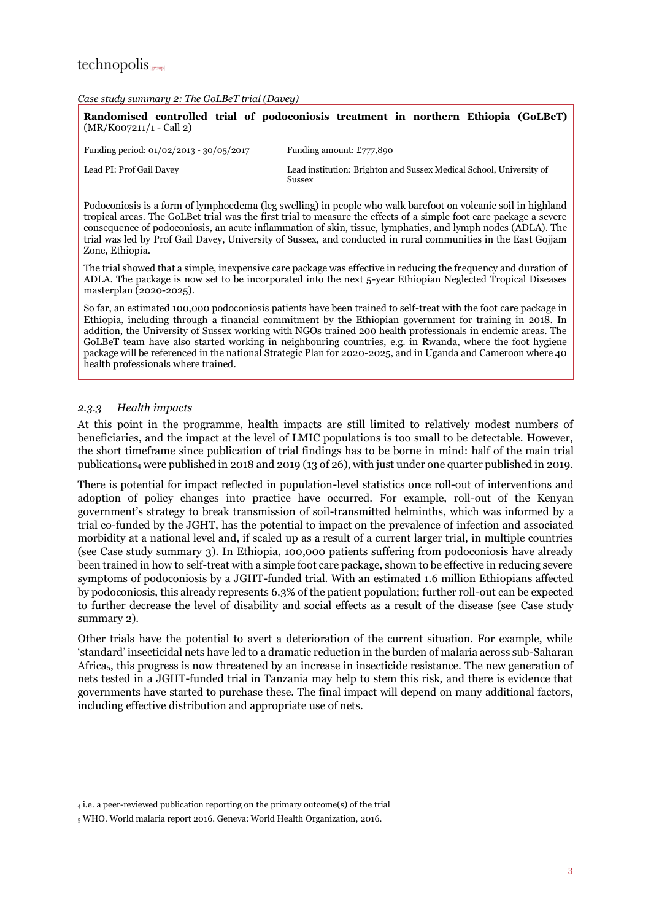*Case study summary 2: The GoLBeT trial (Davey)*

**Randomised controlled trial of podoconiosis treatment in northern Ethiopia (GoLBeT)** (MR/K007211/1 - Call 2)

| Funding period: 01/02/2013 - 30/05/2017 | Funding amount: £777,890 |
|---|---|
| Lead PI: Prof Gail Davey | Lead institution: Brighton and Sussex Medical School, University of Sussex |

Podoconiosis is a form of lymphoedema (leg swelling) in people who walk barefoot on volcanic soil in highland tropical areas. The GoLBet trial was the first trial to measure the effects of a simple foot care package a severe consequence of podoconiosis, an acute inflammation of skin, tissue, lymphatics, and lymph nodes (ADLA). The trial was led by Prof Gail Davey, University of Sussex, and conducted in rural communities in the East Gojjam Zone, Ethiopia.

The trial showed that a simple, inexpensive care package was effective in reducing the frequency and duration of ADLA. The package is now set to be incorporated into the next 5-year Ethiopian Neglected Tropical Diseases masterplan (2020-2025).

So far, an estimated 100,000 podoconiosis patients have been trained to self-treat with the foot care package in Ethiopia, including through a financial commitment by the Ethiopian government for training in 2018. In addition, the University of Sussex working with NGOs trained 200 health professionals in endemic areas. The GoLBeT team have also started working in neighbouring countries, e.g. in Rwanda, where the foot hygiene package will be referenced in the national Strategic Plan for 2020-2025, and in Uganda and Cameroon where 40 health professionals where trained.

### *2.3.3 Health impacts*

At this point in the programme, health impacts are still limited to relatively modest numbers of beneficiaries, and the impact at the level of LMIC populations is too small to be detectable. However, the short timeframe since publication of trial findings has to be borne in mind: half of the main trial publications[4] were published in 2018 and 2019 (13 of 26), with just under one quarter published in 2019.

There is potential for impact reflected in population-level statistics once roll-out of interventions and adoption of policy changes into practice have occurred. For example, roll-out of the Kenyan government's strategy to break transmission of soil-transmitted helminths, which was informed by a trial co-funded by the JGHT, has the potential to impact on the prevalence of infection and associated morbidity at a national level and, if scaled up as a result of a current larger trial, in multiple countries (see Case study summary 3). In Ethiopia, 100,000 patients suffering from podoconiosis have already been trained in how to self-treat with a simple foot care package, shown to be effective in reducing severe symptoms of podoconiosis by a JGHT-funded trial. With an estimated 1.6 million Ethiopians affected by podoconiosis, this already represents 6.3% of the patient population; further roll-out can be expected to further decrease the level of disability and social effects as a result of the disease (see Case study summary 2).

Other trials have the potential to avert a deterioration of the current situation. For example, while 'standard' insecticidal nets have led to a dramatic reduction in the burden of malaria across sub-Saharan Africa[5], this progress is now threatened by an increase in insecticide resistance. The new generation of nets tested in a JGHT-funded trial in Tanzania may help to stem this risk, and there is evidence that governments have started to purchase these. The final impact will depend on many additional factors, including effective distribution and appropriate use of nets.

[4] i.e. a peer-reviewed publication reporting on the primary outcome(s) of the trial

[5] WHO. World malaria report 2016. Geneva: World Health Organization, 2016.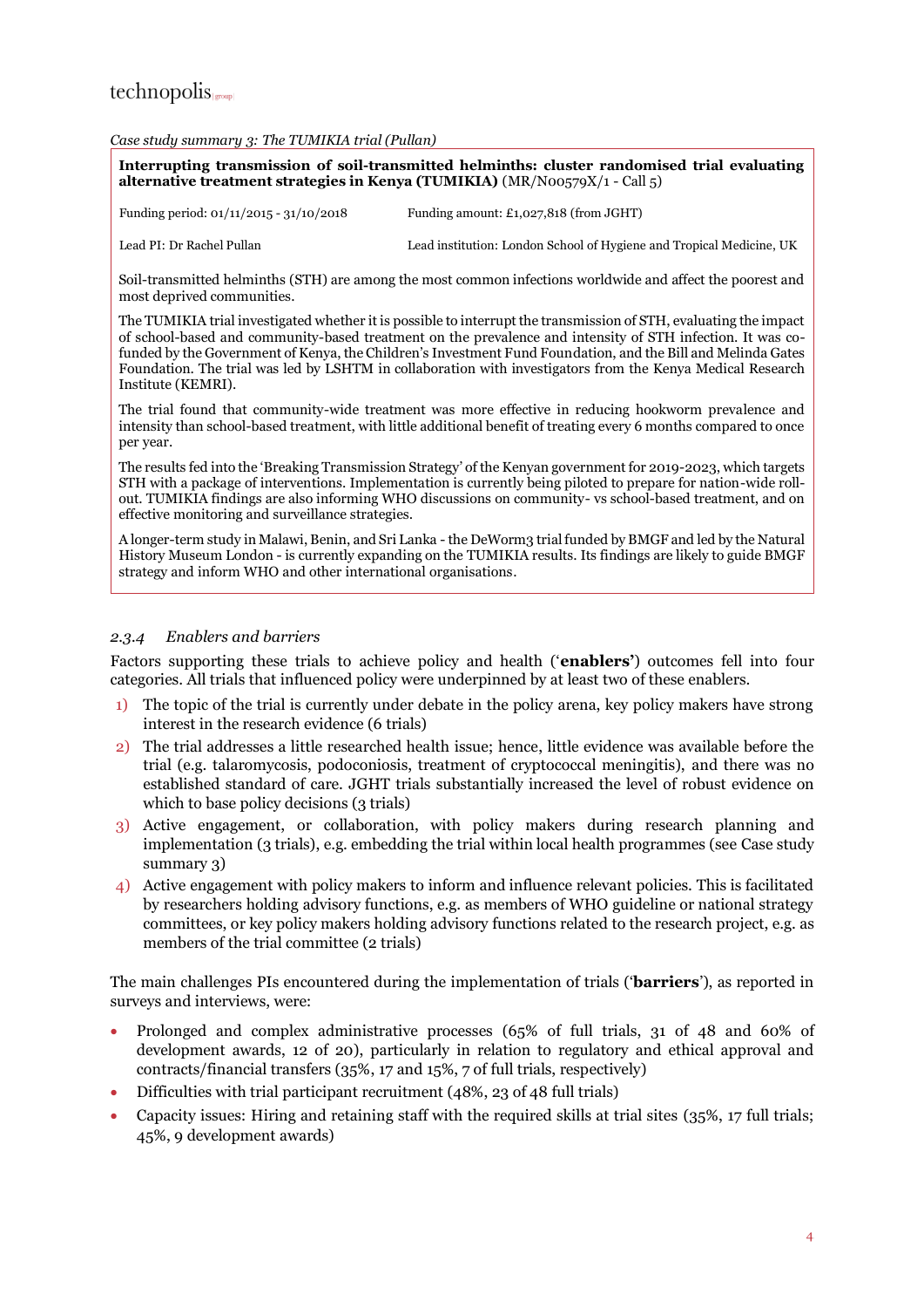*Case study summary 3: The TUMIKIA trial (Pullan)*

**Interrupting transmission of soil-transmitted helminths: cluster randomised trial evaluating alternative treatment strategies in Kenya (TUMIKIA)** (MR/N00579X/1 - Call 5)

Funding period: 01/11/2015 - 31/10/2018 — Funding amount: £1,027,818 (from JGHT)

Lead PI: Dr Rachel Pullan — Lead institution: London School of Hygiene and Tropical Medicine, UK

Soil-transmitted helminths (STH) are among the most common infections worldwide and affect the poorest and most deprived communities.

The TUMIKIA trial investigated whether it is possible to interrupt the transmission of STH, evaluating the impact of school-based and community-based treatment on the prevalence and intensity of STH infection. It was co-funded by the Government of Kenya, the Children's Investment Fund Foundation, and the Bill and Melinda Gates Foundation. The trial was led by LSHTM in collaboration with investigators from the Kenya Medical Research Institute (KEMRI).

The trial found that community-wide treatment was more effective in reducing hookworm prevalence and intensity than school-based treatment, with little additional benefit of treating every 6 months compared to once per year.

The results fed into the 'Breaking Transmission Strategy' of the Kenyan government for 2019-2023, which targets STH with a package of interventions. Implementation is currently being piloted to prepare for nation-wide roll-out. TUMIKIA findings are also informing WHO discussions on community- vs school-based treatment, and on effective monitoring and surveillance strategies.

A longer-term study in Malawi, Benin, and Sri Lanka - the DeWorm3 trial funded by BMGF and led by the Natural History Museum London - is currently expanding on the TUMIKIA results. Its findings are likely to guide BMGF strategy and inform WHO and other international organisations.

### *2.3.4 Enablers and barriers*

Factors supporting these trials to achieve policy and health ('**enablers'**) outcomes fell into four categories. All trials that influenced policy were underpinned by at least two of these enablers.

1) The topic of the trial is currently under debate in the policy arena, key policy makers have strong interest in the research evidence (6 trials)
2) The trial addresses a little researched health issue; hence, little evidence was available before the trial (e.g. talaromycosis, podoconiosis, treatment of cryptococcal meningitis), and there was no established standard of care. JGHT trials substantially increased the level of robust evidence on which to base policy decisions (3 trials)
3) Active engagement, or collaboration, with policy makers during research planning and implementation (3 trials), e.g. embedding the trial within local health programmes (see Case study summary 3)
4) Active engagement with policy makers to inform and influence relevant policies. This is facilitated by researchers holding advisory functions, e.g. as members of WHO guideline or national strategy committees, or key policy makers holding advisory functions related to the research project, e.g. as members of the trial committee (2 trials)

The main challenges PIs encountered during the implementation of trials ('**barriers**'), as reported in surveys and interviews, were:

- Prolonged and complex administrative processes (65% of full trials, 31 of 48 and 60% of development awards, 12 of 20), particularly in relation to regulatory and ethical approval and contracts/financial transfers (35%, 17 and 15%, 7 of full trials, respectively)
- Difficulties with trial participant recruitment (48%, 23 of 48 full trials)
- Capacity issues: Hiring and retaining staff with the required skills at trial sites (35%, 17 full trials; 45%, 9 development awards)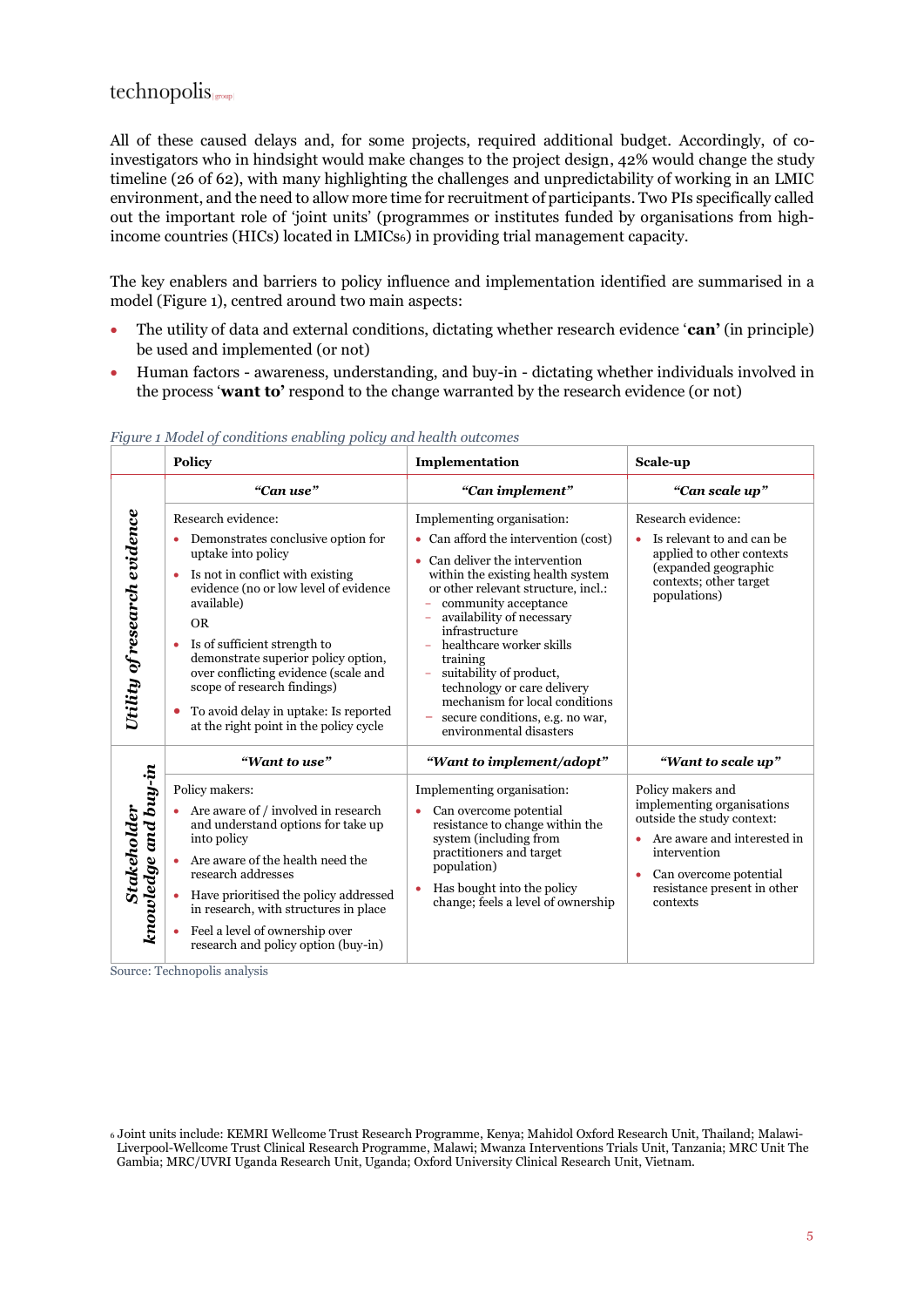All of these caused delays and, for some projects, required additional budget. Accordingly, of co-investigators who in hindsight would make changes to the project design, 42% would change the study timeline (26 of 62), with many highlighting the challenges and unpredictability of working in an LMIC environment, and the need to allow more time for recruitment of participants. Two PIs specifically called out the important role of 'joint units' (programmes or institutes funded by organisations from high-income countries (HICs) located in LMICs[6]) in providing trial management capacity.

The key enablers and barriers to policy influence and implementation identified are summarised in a model (Figure 1), centred around two main aspects:

- The utility of data and external conditions, dictating whether research evidence '**can**' (in principle) be used and implemented (or not)
- Human factors - awareness, understanding, and buy-in - dictating whether individuals involved in the process '**want to**' respond to the change warranted by the research evidence (or not)

*Figure 1 Model of conditions enabling policy and health outcomes*

| | **Policy** | **Implementation** | **Scale-up** |
|---|---|---|---|
| | ***"Can use"*** | ***"Can implement"*** | ***"Can scale up"*** |
| ***Utility of research evidence*** | Research evidence:<br>• Demonstrates conclusive option for uptake into policy<br>• Is not in conflict with existing evidence (no or low level of evidence available)<br>OR<br>• Is of sufficient strength to demonstrate superior policy option, over conflicting evidence (scale and scope of research findings)<br>• To avoid delay in uptake: Is reported at the right point in the policy cycle | Implementing organisation:<br>• Can afford the intervention (cost)<br>• Can deliver the intervention within the existing health system or other relevant structure, incl.:<br>– community acceptance<br>– availability of necessary infrastructure<br>– healthcare worker skills training<br>– suitability of product, technology or care delivery mechanism for local conditions<br>– secure conditions, e.g. no war, environmental disasters | Research evidence:<br>• Is relevant to and can be applied to other contexts (expanded geographic contexts; other target populations) |
| | ***"Want to use"*** | ***"Want to implement/adopt"*** | ***"Want to scale up"*** |
| ***Stakeholder knowledge and buy-in*** | Policy makers:<br>• Are aware of / involved in research and understand options for take up into policy<br>• Are aware of the health need the research addresses<br>• Have prioritised the policy addressed in research, with structures in place<br>• Feel a level of ownership over research and policy option (buy-in) | Implementing organisation:<br>• Can overcome potential resistance to change within the system (including from practitioners and target population)<br>• Has bought into the policy change; feels a level of ownership | Policy makers and implementing organisations outside the study context:<br>• Are aware and interested in intervention<br>• Can overcome potential resistance present in other contexts |

Source: Technopolis analysis

[6] Joint units include: KEMRI Wellcome Trust Research Programme, Kenya; Mahidol Oxford Research Unit, Thailand; Malawi-Liverpool-Wellcome Trust Clinical Research Programme, Malawi; Mwanza Interventions Trials Unit, Tanzania; MRC Unit The Gambia; MRC/UVRI Uganda Research Unit, Uganda; Oxford University Clinical Research Unit, Vietnam.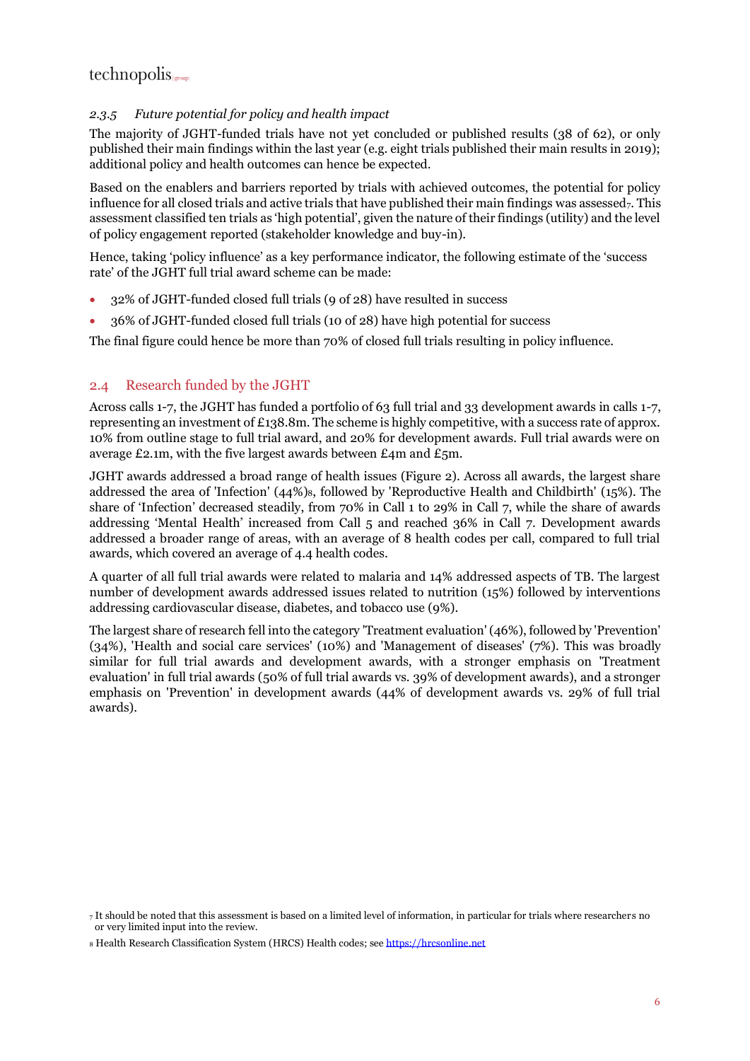### 2.3.5 *Future potential for policy and health impact*

The majority of JGHT-funded trials have not yet concluded or published results (38 of 62), or only published their main findings within the last year (e.g. eight trials published their main results in 2019); additional policy and health outcomes can hence be expected.

Based on the enablers and barriers reported by trials with achieved outcomes, the potential for policy influence for all closed trials and active trials that have published their main findings was assessed[7]. This assessment classified ten trials as 'high potential', given the nature of their findings (utility) and the level of policy engagement reported (stakeholder knowledge and buy-in).

Hence, taking 'policy influence' as a key performance indicator, the following estimate of the 'success rate' of the JGHT full trial award scheme can be made:

- 32% of JGHT-funded closed full trials (9 of 28) have resulted in success
- 36% of JGHT-funded closed full trials (10 of 28) have high potential for success

The final figure could hence be more than 70% of closed full trials resulting in policy influence.

## 2.4 Research funded by the JGHT

Across calls 1-7, the JGHT has funded a portfolio of 63 full trial and 33 development awards in calls 1-7, representing an investment of £138.8m. The scheme is highly competitive, with a success rate of approx. 10% from outline stage to full trial award, and 20% for development awards. Full trial awards were on average £2.1m, with the five largest awards between £4m and £5m.

JGHT awards addressed a broad range of health issues (Figure 2). Across all awards, the largest share addressed the area of 'Infection' (44%)[8], followed by 'Reproductive Health and Childbirth' (15%). The share of 'Infection' decreased steadily, from 70% in Call 1 to 29% in Call 7, while the share of awards addressing 'Mental Health' increased from Call 5 and reached 36% in Call 7. Development awards addressed a broader range of areas, with an average of 8 health codes per call, compared to full trial awards, which covered an average of 4.4 health codes.

A quarter of all full trial awards were related to malaria and 14% addressed aspects of TB. The largest number of development awards addressed issues related to nutrition (15%) followed by interventions addressing cardiovascular disease, diabetes, and tobacco use (9%).

The largest share of research fell into the category 'Treatment evaluation' (46%), followed by 'Prevention' (34%), 'Health and social care services' (10%) and 'Management of diseases' (7%). This was broadly similar for full trial awards and development awards, with a stronger emphasis on 'Treatment evaluation' in full trial awards (50% of full trial awards vs. 39% of development awards), and a stronger emphasis on 'Prevention' in development awards (44% of development awards vs. 29% of full trial awards).

[7] It should be noted that this assessment is based on a limited level of information, in particular for trials where researchers no or very limited input into the review.

[8] Health Research Classification System (HRCS) Health codes; see https://hrcsonline.net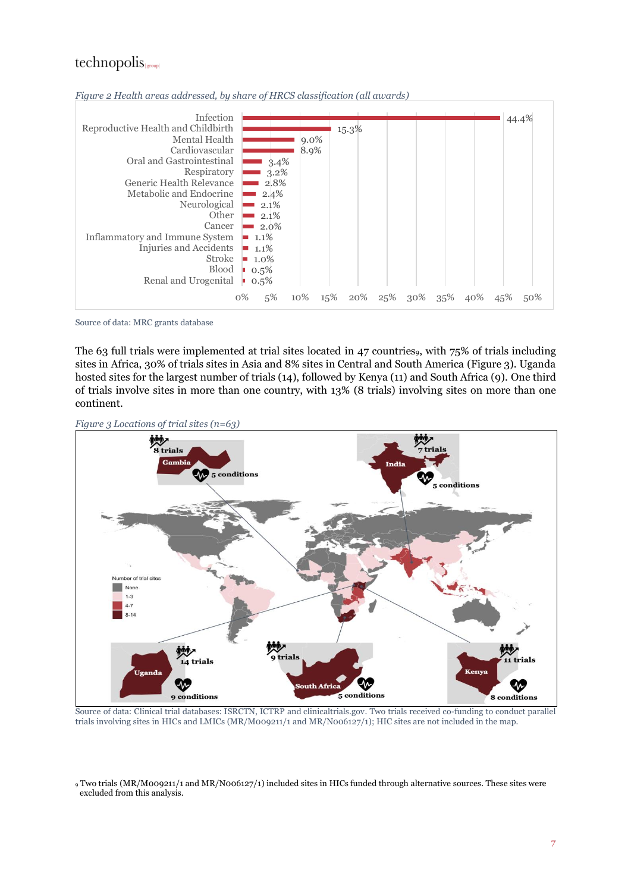*Figure 2 Health areas addressed, by share of HRCS classification (all awards)*

| Health area | Share |
|---|---|
| Infection | 44.4% |
| Reproductive Health and Childbirth | 15.3% |
| Mental Health | 9.0% |
| Cardiovascular | 8.9% |
| Oral and Gastrointestinal | 3.4% |
| Respiratory | 3.2% |
| Generic Health Relevance | 2.8% |
| Metabolic and Endocrine | 2.4% |
| Neurological | 2.1% |
| Other | 2.1% |
| Cancer | 2.0% |
| Inflammatory and Immune System | 1.1% |
| Injuries and Accidents | 1.1% |
| Stroke | 1.0% |
| Blood | 0.5% |
| Renal and Urogenital | 0.5% |

Source of data: MRC grants database

The 63 full trials were implemented at trial sites located in 47 countries[9], with 75% of trials including sites in Africa, 30% of trials sites in Asia and 8% sites in Central and South America (Figure 3). Uganda hosted sites for the largest number of trials (14), followed by Kenya (11) and South Africa (9). One third of trials involve sites in more than one country, with 13% (8 trials) involving sites on more than one continent.

*Figure 3 Locations of trial sites (n=63)*

Source of data: Clinical trial databases: ISRCTN, ICTRP and clinicaltrials.gov. Two trials received co-funding to conduct parallel trials involving sites in HICs and LMICs (MR/M009211/1 and MR/N006127/1); HIC sites are not included in the map.

[9] Two trials (MR/M009211/1 and MR/N006127/1) included sites in HICs funded through alternative sources. These sites were excluded from this analysis.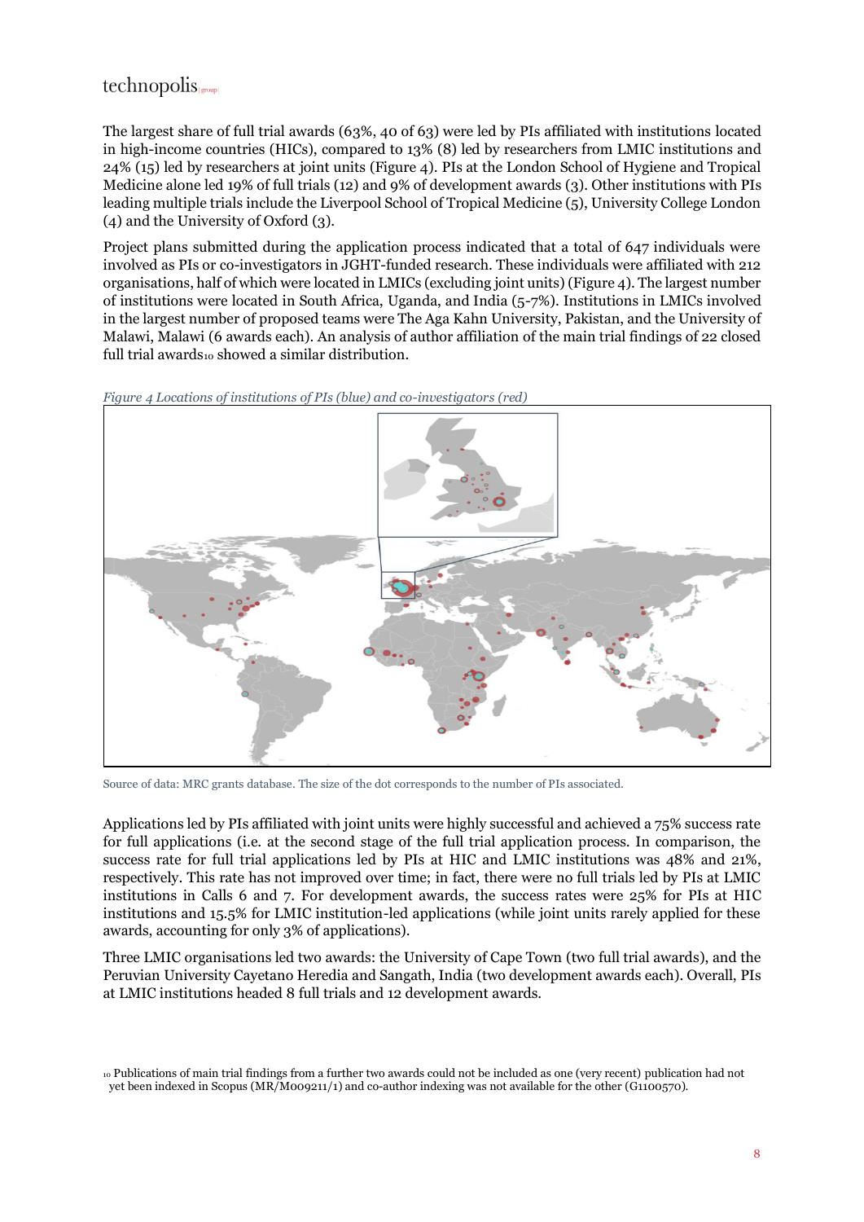The largest share of full trial awards (63%, 40 of 63) were led by PIs affiliated with institutions located in high-income countries (HICs), compared to 13% (8) led by researchers from LMIC institutions and 24% (15) led by researchers at joint units (Figure 4). PIs at the London School of Hygiene and Tropical Medicine alone led 19% of full trials (12) and 9% of development awards (3). Other institutions with PIs leading multiple trials include the Liverpool School of Tropical Medicine (5), University College London (4) and the University of Oxford (3).

Project plans submitted during the application process indicated that a total of 647 individuals were involved as PIs or co-investigators in JGHT-funded research. These individuals were affiliated with 212 organisations, half of which were located in LMICs (excluding joint units) (Figure 4). The largest number of institutions were located in South Africa, Uganda, and India (5-7%). Institutions in LMICs involved in the largest number of proposed teams were The Aga Kahn University, Pakistan, and the University of Malawi, Malawi (6 awards each). An analysis of author affiliation of the main trial findings of 22 closed full trial awards[10] showed a similar distribution.

*Figure 4 Locations of institutions of PIs (blue) and co-investigators (red)*

Source of data: MRC grants database. The size of the dot corresponds to the number of PIs associated.

Applications led by PIs affiliated with joint units were highly successful and achieved a 75% success rate for full applications (i.e. at the second stage of the full trial application process. In comparison, the success rate for full trial applications led by PIs at HIC and LMIC institutions was 48% and 21%, respectively. This rate has not improved over time; in fact, there were no full trials led by PIs at LMIC institutions in Calls 6 and 7. For development awards, the success rates were 25% for PIs at HIC institutions and 15.5% for LMIC institution-led applications (while joint units rarely applied for these awards, accounting for only 3% of applications).

Three LMIC organisations led two awards: the University of Cape Town (two full trial awards), and the Peruvian University Cayetano Heredia and Sangath, India (two development awards each). Overall, PIs at LMIC institutions headed 8 full trials and 12 development awards.

[10] Publications of main trial findings from a further two awards could not be included as one (very recent) publication had not yet been indexed in Scopus (MR/M009211/1) and co-author indexing was not available for the other (G1100570).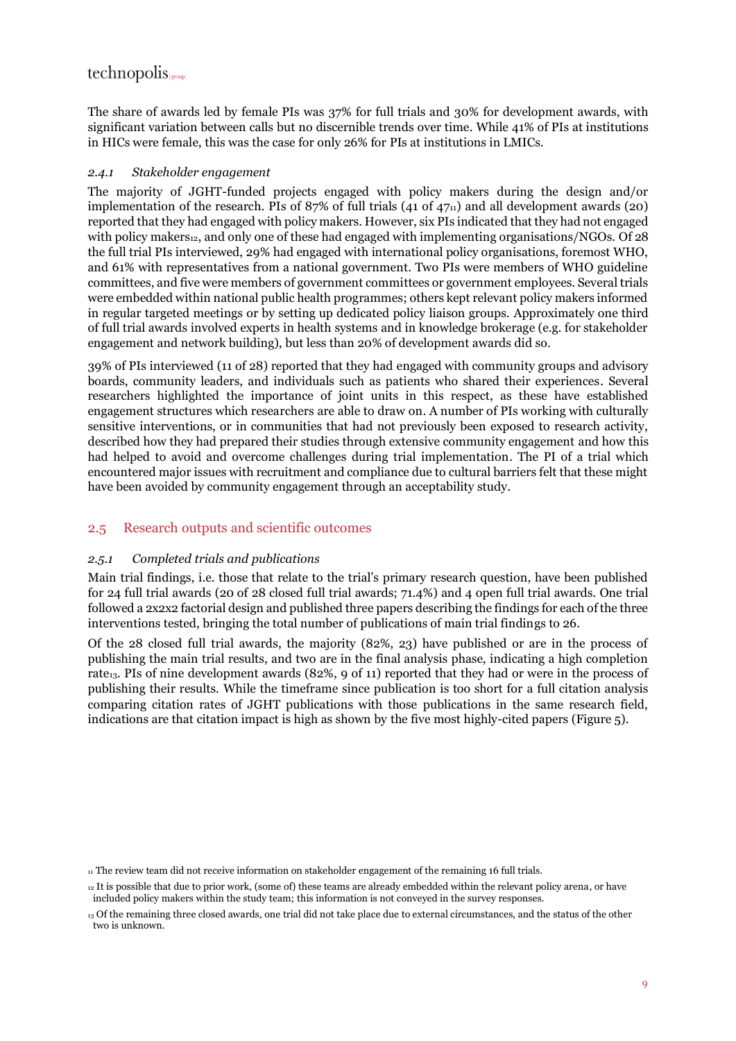The share of awards led by female PIs was 37% for full trials and 30% for development awards, with significant variation between calls but no discernible trends over time. While 41% of PIs at institutions in HICs were female, this was the case for only 26% for PIs at institutions in LMICs.

#### *2.4.1 Stakeholder engagement*

The majority of JGHT-funded projects engaged with policy makers during the design and/or implementation of the research. PIs of 87% of full trials (41 of 47[11]) and all development awards (20) reported that they had engaged with policy makers. However, six PIs indicated that they had not engaged with policy makers[12], and only one of these had engaged with implementing organisations/NGOs. Of 28 the full trial PIs interviewed, 29% had engaged with international policy organisations, foremost WHO, and 61% with representatives from a national government. Two PIs were members of WHO guideline committees, and five were members of government committees or government employees. Several trials were embedded within national public health programmes; others kept relevant policy makers informed in regular targeted meetings or by setting up dedicated policy liaison groups. Approximately one third of full trial awards involved experts in health systems and in knowledge brokerage (e.g. for stakeholder engagement and network building), but less than 20% of development awards did so.

39% of PIs interviewed (11 of 28) reported that they had engaged with community groups and advisory boards, community leaders, and individuals such as patients who shared their experiences. Several researchers highlighted the importance of joint units in this respect, as these have established engagement structures which researchers are able to draw on. A number of PIs working with culturally sensitive interventions, or in communities that had not previously been exposed to research activity, described how they had prepared their studies through extensive community engagement and how this had helped to avoid and overcome challenges during trial implementation. The PI of a trial which encountered major issues with recruitment and compliance due to cultural barriers felt that these might have been avoided by community engagement through an acceptability study.

### 2.5 Research outputs and scientific outcomes

#### *2.5.1 Completed trials and publications*

Main trial findings, i.e. those that relate to the trial's primary research question, have been published for 24 full trial awards (20 of 28 closed full trial awards; 71.4%) and 4 open full trial awards. One trial followed a 2x2x2 factorial design and published three papers describing the findings for each of the three interventions tested, bringing the total number of publications of main trial findings to 26.

Of the 28 closed full trial awards, the majority (82%, 23) have published or are in the process of publishing the main trial results, and two are in the final analysis phase, indicating a high completion rate[13]. PIs of nine development awards (82%, 9 of 11) reported that they had or were in the process of publishing their results. While the timeframe since publication is too short for a full citation analysis comparing citation rates of JGHT publications with those publications in the same research field, indications are that citation impact is high as shown by the five most highly-cited papers (Figure 5).

[11] The review team did not receive information on stakeholder engagement of the remaining 16 full trials.

[12] It is possible that due to prior work, (some of) these teams are already embedded within the relevant policy arena, or have included policy makers within the study team; this information is not conveyed in the survey responses.

[13] Of the remaining three closed awards, one trial did not take place due to external circumstances, and the status of the other two is unknown.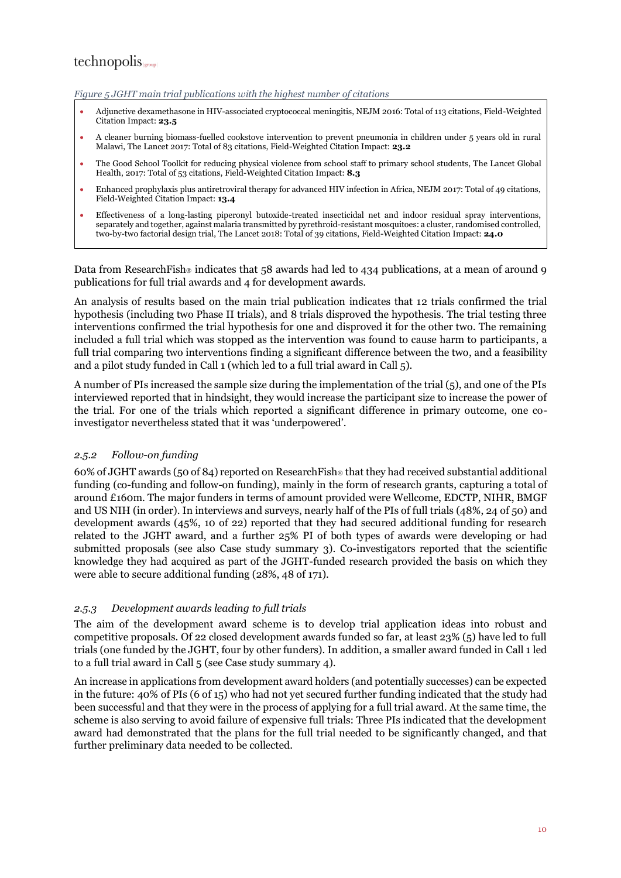*Figure 5 JGHT main trial publications with the highest number of citations*

- Adjunctive dexamethasone in HIV-associated cryptococcal meningitis, NEJM 2016: Total of 113 citations, Field-Weighted Citation Impact: **23.5**
- A cleaner burning biomass-fuelled cookstove intervention to prevent pneumonia in children under 5 years old in rural Malawi, The Lancet 2017: Total of 83 citations, Field-Weighted Citation Impact: **23.2**
- The Good School Toolkit for reducing physical violence from school staff to primary school students, The Lancet Global Health, 2017: Total of 53 citations, Field-Weighted Citation Impact: **8.3**
- Enhanced prophylaxis plus antiretroviral therapy for advanced HIV infection in Africa, NEJM 2017: Total of 49 citations, Field-Weighted Citation Impact: **13.4**
- Effectiveness of a long-lasting piperonyl butoxide-treated insecticidal net and indoor residual spray interventions, separately and together, against malaria transmitted by pyrethroid-resistant mosquitoes: a cluster, randomised controlled, two-by-two factorial design trial, The Lancet 2018: Total of 39 citations, Field-Weighted Citation Impact: **24.0**

Data from ResearchFish® indicates that 58 awards had led to 434 publications, at a mean of around 9 publications for full trial awards and 4 for development awards.

An analysis of results based on the main trial publication indicates that 12 trials confirmed the trial hypothesis (including two Phase II trials), and 8 trials disproved the hypothesis. The trial testing three interventions confirmed the trial hypothesis for one and disproved it for the other two. The remaining included a full trial which was stopped as the intervention was found to cause harm to participants, a full trial comparing two interventions finding a significant difference between the two, and a feasibility and a pilot study funded in Call 1 (which led to a full trial award in Call 5).

A number of PIs increased the sample size during the implementation of the trial (5), and one of the PIs interviewed reported that in hindsight, they would increase the participant size to increase the power of the trial. For one of the trials which reported a significant difference in primary outcome, one co-investigator nevertheless stated that it was 'underpowered'.

### *2.5.2 Follow-on funding*

60% of JGHT awards (50 of 84) reported on ResearchFish® that they had received substantial additional funding (co-funding and follow-on funding), mainly in the form of research grants, capturing a total of around £160m. The major funders in terms of amount provided were Wellcome, EDCTP, NIHR, BMGF and US NIH (in order). In interviews and surveys, nearly half of the PIs of full trials (48%, 24 of 50) and development awards (45%, 10 of 22) reported that they had secured additional funding for research related to the JGHT award, and a further 25% PI of both types of awards were developing or had submitted proposals (see also Case study summary 3). Co-investigators reported that the scientific knowledge they had acquired as part of the JGHT-funded research provided the basis on which they were able to secure additional funding (28%, 48 of 171).

### *2.5.3 Development awards leading to full trials*

The aim of the development award scheme is to develop trial application ideas into robust and competitive proposals. Of 22 closed development awards funded so far, at least 23% (5) have led to full trials (one funded by the JGHT, four by other funders). In addition, a smaller award funded in Call 1 led to a full trial award in Call 5 (see Case study summary 4).

An increase in applications from development award holders (and potentially successes) can be expected in the future: 40% of PIs (6 of 15) who had not yet secured further funding indicated that the study had been successful and that they were in the process of applying for a full trial award. At the same time, the scheme is also serving to avoid failure of expensive full trials: Three PIs indicated that the development award had demonstrated that the plans for the full trial needed to be significantly changed, and that further preliminary data needed to be collected.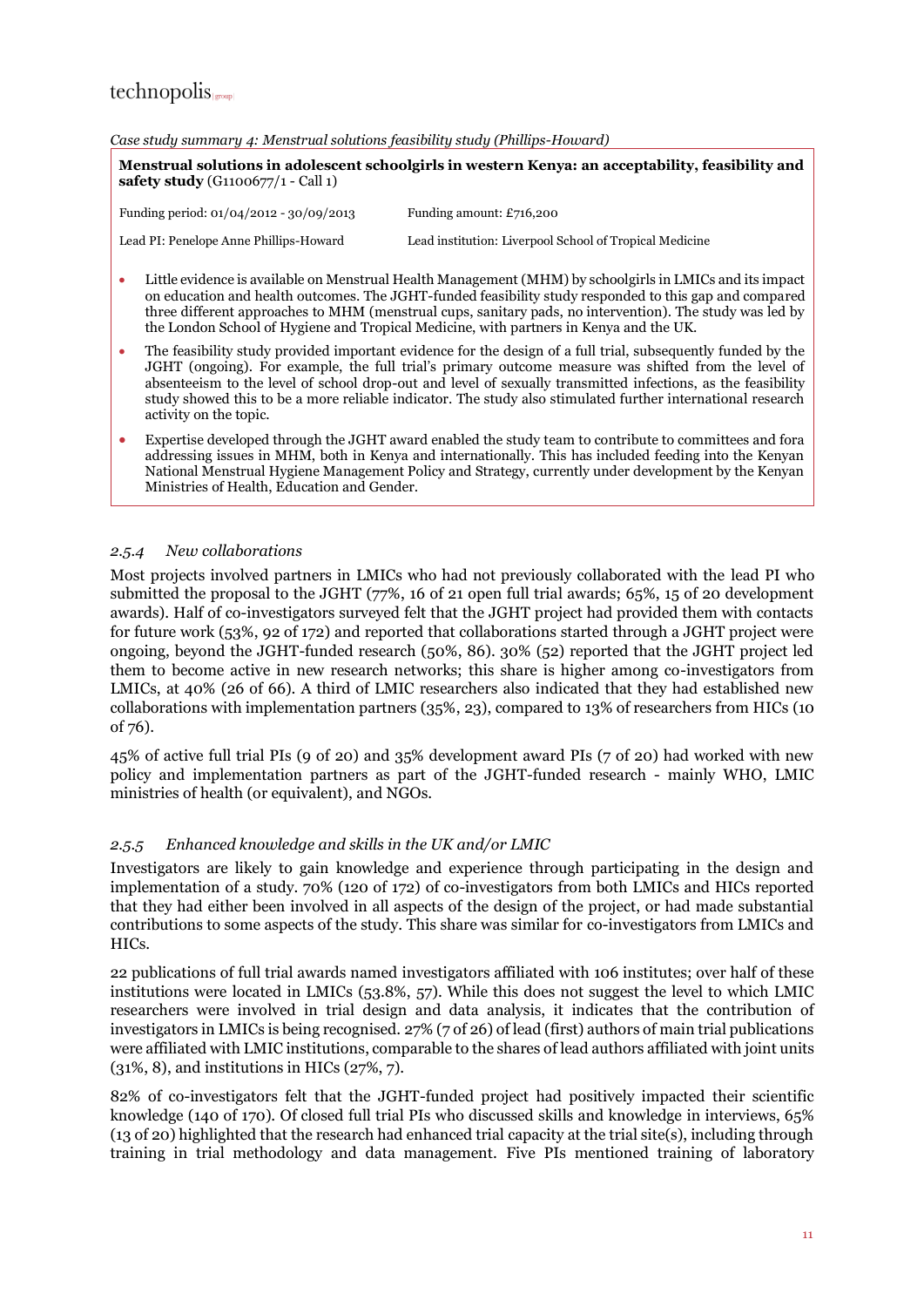*Case study summary 4: Menstrual solutions feasibility study (Phillips-Howard)*

**Menstrual solutions in adolescent schoolgirls in western Kenya: an acceptability, feasibility and safety study** (G1100677/1 - Call 1)

| | |
|---|---|
| Funding period: 01/04/2012 - 30/09/2013 | Funding amount: £716,200 |
| Lead PI: Penelope Anne Phillips-Howard | Lead institution: Liverpool School of Tropical Medicine |

- Little evidence is available on Menstrual Health Management (MHM) by schoolgirls in LMICs and its impact on education and health outcomes. The JGHT-funded feasibility study responded to this gap and compared three different approaches to MHM (menstrual cups, sanitary pads, no intervention). The study was led by the London School of Hygiene and Tropical Medicine, with partners in Kenya and the UK.
- The feasibility study provided important evidence for the design of a full trial, subsequently funded by the JGHT (ongoing). For example, the full trial's primary outcome measure was shifted from the level of absenteeism to the level of school drop-out and level of sexually transmitted infections, as the feasibility study showed this to be a more reliable indicator. The study also stimulated further international research activity on the topic.
- Expertise developed through the JGHT award enabled the study team to contribute to committees and fora addressing issues in MHM, both in Kenya and internationally. This has included feeding into the Kenyan National Menstrual Hygiene Management Policy and Strategy, currently under development by the Kenyan Ministries of Health, Education and Gender.

### *2.5.4 New collaborations*

Most projects involved partners in LMICs who had not previously collaborated with the lead PI who submitted the proposal to the JGHT (77%, 16 of 21 open full trial awards; 65%, 15 of 20 development awards). Half of co-investigators surveyed felt that the JGHT project had provided them with contacts for future work (53%, 92 of 172) and reported that collaborations started through a JGHT project were ongoing, beyond the JGHT-funded research (50%, 86). 30% (52) reported that the JGHT project led them to become active in new research networks; this share is higher among co-investigators from LMICs, at 40% (26 of 66). A third of LMIC researchers also indicated that they had established new collaborations with implementation partners (35%, 23), compared to 13% of researchers from HICs (10 of 76).

45% of active full trial PIs (9 of 20) and 35% development award PIs (7 of 20) had worked with new policy and implementation partners as part of the JGHT-funded research - mainly WHO, LMIC ministries of health (or equivalent), and NGOs.

### *2.5.5 Enhanced knowledge and skills in the UK and/or LMIC*

Investigators are likely to gain knowledge and experience through participating in the design and implementation of a study. 70% (120 of 172) of co-investigators from both LMICs and HICs reported that they had either been involved in all aspects of the design of the project, or had made substantial contributions to some aspects of the study. This share was similar for co-investigators from LMICs and HICs.

22 publications of full trial awards named investigators affiliated with 106 institutes; over half of these institutions were located in LMICs (53.8%, 57). While this does not suggest the level to which LMIC researchers were involved in trial design and data analysis, it indicates that the contribution of investigators in LMICs is being recognised. 27% (7 of 26) of lead (first) authors of main trial publications were affiliated with LMIC institutions, comparable to the shares of lead authors affiliated with joint units (31%, 8), and institutions in HICs (27%, 7).

82% of co-investigators felt that the JGHT-funded project had positively impacted their scientific knowledge (140 of 170). Of closed full trial PIs who discussed skills and knowledge in interviews, 65% (13 of 20) highlighted that the research had enhanced trial capacity at the trial site(s), including through training in trial methodology and data management. Five PIs mentioned training of laboratory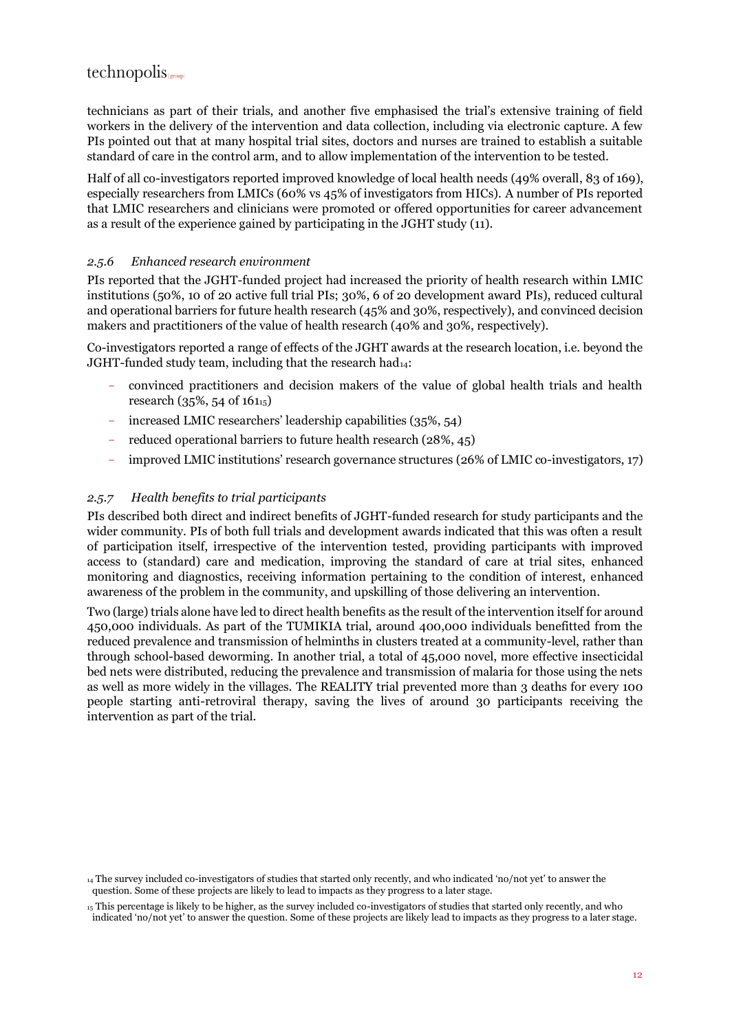technicians as part of their trials, and another five emphasised the trial's extensive training of field workers in the delivery of the intervention and data collection, including via electronic capture. A few PIs pointed out that at many hospital trial sites, doctors and nurses are trained to establish a suitable standard of care in the control arm, and to allow implementation of the intervention to be tested.

Half of all co-investigators reported improved knowledge of local health needs (49% overall, 83 of 169), especially researchers from LMICs (60% vs 45% of investigators from HICs). A number of PIs reported that LMIC researchers and clinicians were promoted or offered opportunities for career advancement as a result of the experience gained by participating in the JGHT study (11).

### *2.5.6 Enhanced research environment*

PIs reported that the JGHT-funded project had increased the priority of health research within LMIC institutions (50%, 10 of 20 active full trial PIs; 30%, 6 of 20 development award PIs), reduced cultural and operational barriers for future health research (45% and 30%, respectively), and convinced decision makers and practitioners of the value of health research (40% and 30%, respectively).

Co-investigators reported a range of effects of the JGHT awards at the research location, i.e. beyond the JGHT-funded study team, including that the research had[14]:

- convinced practitioners and decision makers of the value of global health trials and health research (35%, 54 of 161[15])
- increased LMIC researchers' leadership capabilities (35%, 54)
- reduced operational barriers to future health research (28%, 45)
- improved LMIC institutions' research governance structures (26% of LMIC co-investigators, 17)

### *2.5.7 Health benefits to trial participants*

PIs described both direct and indirect benefits of JGHT-funded research for study participants and the wider community. PIs of both full trials and development awards indicated that this was often a result of participation itself, irrespective of the intervention tested, providing participants with improved access to (standard) care and medication, improving the standard of care at trial sites, enhanced monitoring and diagnostics, receiving information pertaining to the condition of interest, enhanced awareness of the problem in the community, and upskilling of those delivering an intervention.

Two (large) trials alone have led to direct health benefits as the result of the intervention itself for around 450,000 individuals. As part of the TUMIKIA trial, around 400,000 individuals benefitted from the reduced prevalence and transmission of helminths in clusters treated at a community-level, rather than through school-based deworming. In another trial, a total of 45,000 novel, more effective insecticidal bed nets were distributed, reducing the prevalence and transmission of malaria for those using the nets as well as more widely in the villages. The REALITY trial prevented more than 3 deaths for every 100 people starting anti-retroviral therapy, saving the lives of around 30 participants receiving the intervention as part of the trial.

[14] The survey included co-investigators of studies that started only recently, and who indicated 'no/not yet' to answer the question. Some of these projects are likely to lead to impacts as they progress to a later stage.

[15] This percentage is likely to be higher, as the survey included co-investigators of studies that started only recently, and who indicated 'no/not yet' to answer the question. Some of these projects are likely lead to impacts as they progress to a later stage.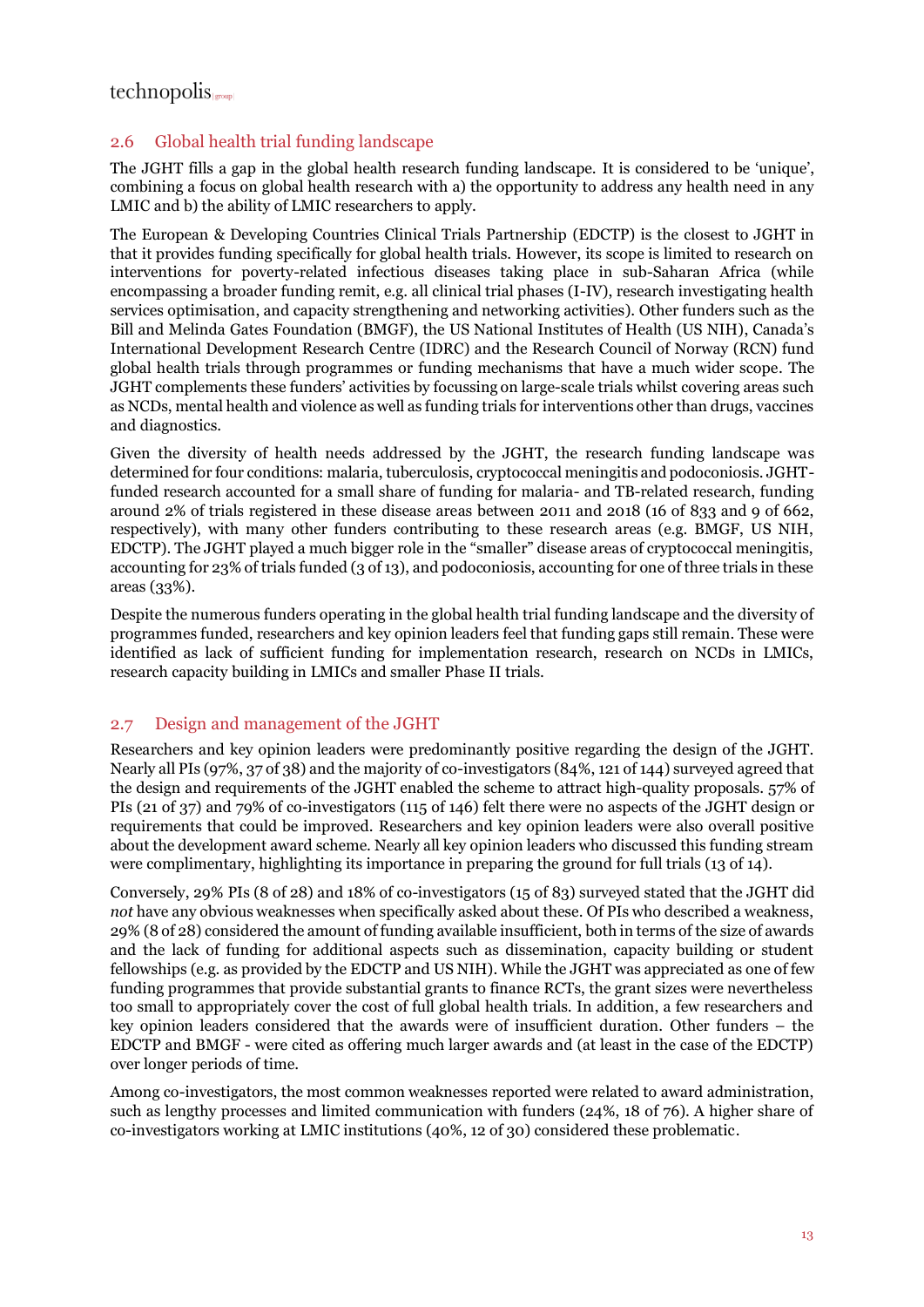## 2.6 Global health trial funding landscape

The JGHT fills a gap in the global health research funding landscape. It is considered to be 'unique', combining a focus on global health research with a) the opportunity to address any health need in any LMIC and b) the ability of LMIC researchers to apply.

The European & Developing Countries Clinical Trials Partnership (EDCTP) is the closest to JGHT in that it provides funding specifically for global health trials. However, its scope is limited to research on interventions for poverty-related infectious diseases taking place in sub-Saharan Africa (while encompassing a broader funding remit, e.g. all clinical trial phases (I-IV), research investigating health services optimisation, and capacity strengthening and networking activities). Other funders such as the Bill and Melinda Gates Foundation (BMGF), the US National Institutes of Health (US NIH), Canada's International Development Research Centre (IDRC) and the Research Council of Norway (RCN) fund global health trials through programmes or funding mechanisms that have a much wider scope. The JGHT complements these funders' activities by focussing on large-scale trials whilst covering areas such as NCDs, mental health and violence as well as funding trials for interventions other than drugs, vaccines and diagnostics.

Given the diversity of health needs addressed by the JGHT, the research funding landscape was determined for four conditions: malaria, tuberculosis, cryptococcal meningitis and podoconiosis. JGHT-funded research accounted for a small share of funding for malaria- and TB-related research, funding around 2% of trials registered in these disease areas between 2011 and 2018 (16 of 833 and 9 of 662, respectively), with many other funders contributing to these research areas (e.g. BMGF, US NIH, EDCTP). The JGHT played a much bigger role in the "smaller" disease areas of cryptococcal meningitis, accounting for 23% of trials funded (3 of 13), and podoconiosis, accounting for one of three trials in these areas (33%).

Despite the numerous funders operating in the global health trial funding landscape and the diversity of programmes funded, researchers and key opinion leaders feel that funding gaps still remain. These were identified as lack of sufficient funding for implementation research, research on NCDs in LMICs, research capacity building in LMICs and smaller Phase II trials.

## 2.7 Design and management of the JGHT

Researchers and key opinion leaders were predominantly positive regarding the design of the JGHT. Nearly all PIs (97%, 37 of 38) and the majority of co-investigators (84%, 121 of 144) surveyed agreed that the design and requirements of the JGHT enabled the scheme to attract high-quality proposals. 57% of PIs (21 of 37) and 79% of co-investigators (115 of 146) felt there were no aspects of the JGHT design or requirements that could be improved. Researchers and key opinion leaders were also overall positive about the development award scheme. Nearly all key opinion leaders who discussed this funding stream were complimentary, highlighting its importance in preparing the ground for full trials (13 of 14).

Conversely, 29% PIs (8 of 28) and 18% of co-investigators (15 of 83) surveyed stated that the JGHT did *not* have any obvious weaknesses when specifically asked about these. Of PIs who described a weakness, 29% (8 of 28) considered the amount of funding available insufficient, both in terms of the size of awards and the lack of funding for additional aspects such as dissemination, capacity building or student fellowships (e.g. as provided by the EDCTP and US NIH). While the JGHT was appreciated as one of few funding programmes that provide substantial grants to finance RCTs, the grant sizes were nevertheless too small to appropriately cover the cost of full global health trials. In addition, a few researchers and key opinion leaders considered that the awards were of insufficient duration. Other funders – the EDCTP and BMGF - were cited as offering much larger awards and (at least in the case of the EDCTP) over longer periods of time.

Among co-investigators, the most common weaknesses reported were related to award administration, such as lengthy processes and limited communication with funders (24%, 18 of 76). A higher share of co-investigators working at LMIC institutions (40%, 12 of 30) considered these problematic.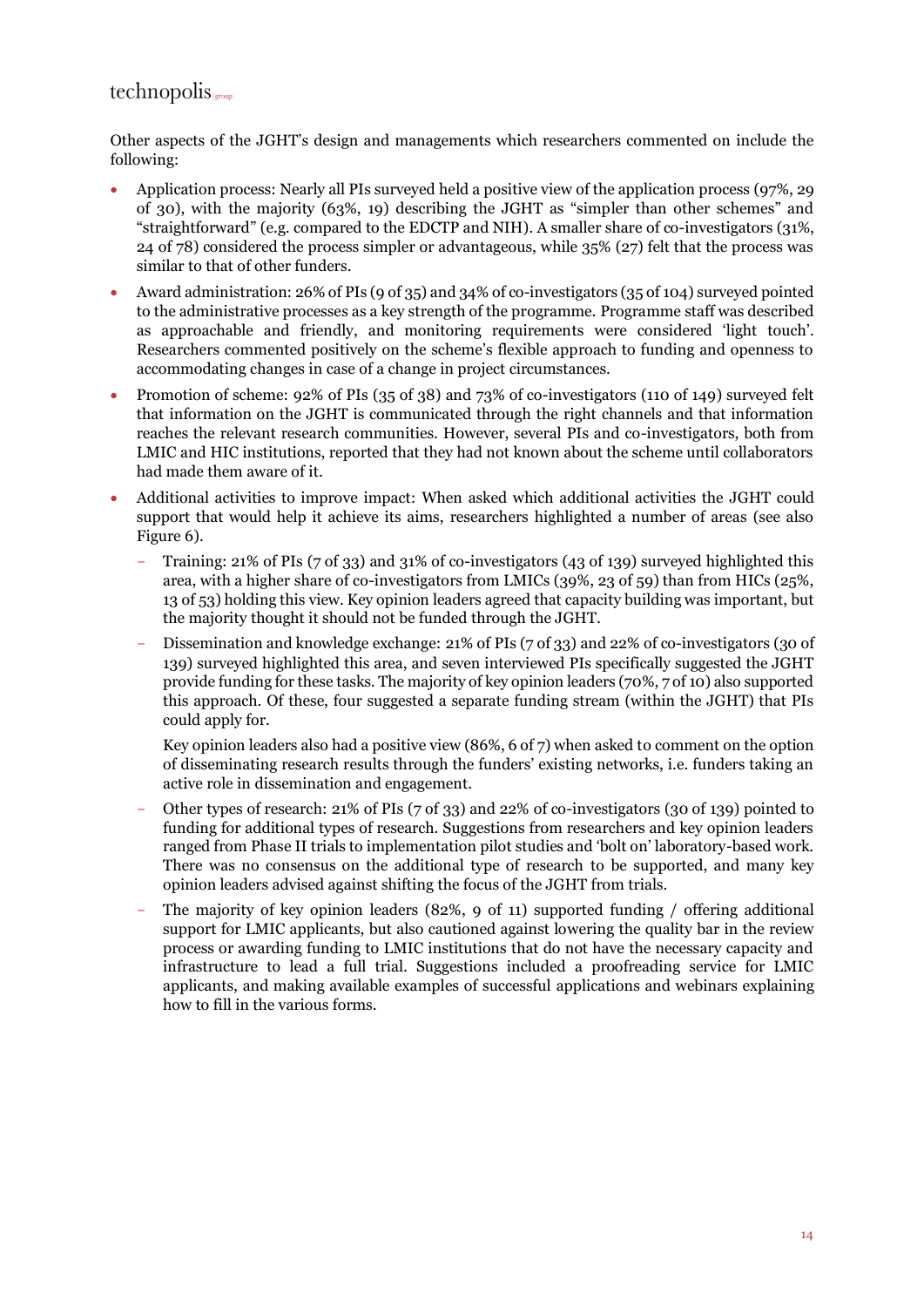Other aspects of the JGHT's design and managements which researchers commented on include the following:

- Application process: Nearly all PIs surveyed held a positive view of the application process (97%, 29 of 30), with the majority (63%, 19) describing the JGHT as "simpler than other schemes" and "straightforward" (e.g. compared to the EDCTP and NIH). A smaller share of co-investigators (31%, 24 of 78) considered the process simpler or advantageous, while 35% (27) felt that the process was similar to that of other funders.
- Award administration: 26% of PIs (9 of 35) and 34% of co-investigators (35 of 104) surveyed pointed to the administrative processes as a key strength of the programme. Programme staff was described as approachable and friendly, and monitoring requirements were considered 'light touch'. Researchers commented positively on the scheme's flexible approach to funding and openness to accommodating changes in case of a change in project circumstances.
- Promotion of scheme: 92% of PIs (35 of 38) and 73% of co-investigators (110 of 149) surveyed felt that information on the JGHT is communicated through the right channels and that information reaches the relevant research communities. However, several PIs and co-investigators, both from LMIC and HIC institutions, reported that they had not known about the scheme until collaborators had made them aware of it.
- Additional activities to improve impact: When asked which additional activities the JGHT could support that would help it achieve its aims, researchers highlighted a number of areas (see also Figure 6).
  - Training: 21% of PIs (7 of 33) and 31% of co-investigators (43 of 139) surveyed highlighted this area, with a higher share of co-investigators from LMICs (39%, 23 of 59) than from HICs (25%, 13 of 53) holding this view. Key opinion leaders agreed that capacity building was important, but the majority thought it should not be funded through the JGHT.
  - Dissemination and knowledge exchange: 21% of PIs (7 of 33) and 22% of co-investigators (30 of 139) surveyed highlighted this area, and seven interviewed PIs specifically suggested the JGHT provide funding for these tasks. The majority of key opinion leaders (70%, 7 of 10) also supported this approach. Of these, four suggested a separate funding stream (within the JGHT) that PIs could apply for.

    Key opinion leaders also had a positive view (86%, 6 of 7) when asked to comment on the option of disseminating research results through the funders' existing networks, i.e. funders taking an active role in dissemination and engagement.
  - Other types of research: 21% of PIs (7 of 33) and 22% of co-investigators (30 of 139) pointed to funding for additional types of research. Suggestions from researchers and key opinion leaders ranged from Phase II trials to implementation pilot studies and 'bolt on' laboratory-based work. There was no consensus on the additional type of research to be supported, and many key opinion leaders advised against shifting the focus of the JGHT from trials.
  - The majority of key opinion leaders (82%, 9 of 11) supported funding / offering additional support for LMIC applicants, but also cautioned against lowering the quality bar in the review process or awarding funding to LMIC institutions that do not have the necessary capacity and infrastructure to lead a full trial. Suggestions included a proofreading service for LMIC applicants, and making available examples of successful applications and webinars explaining how to fill in the various forms.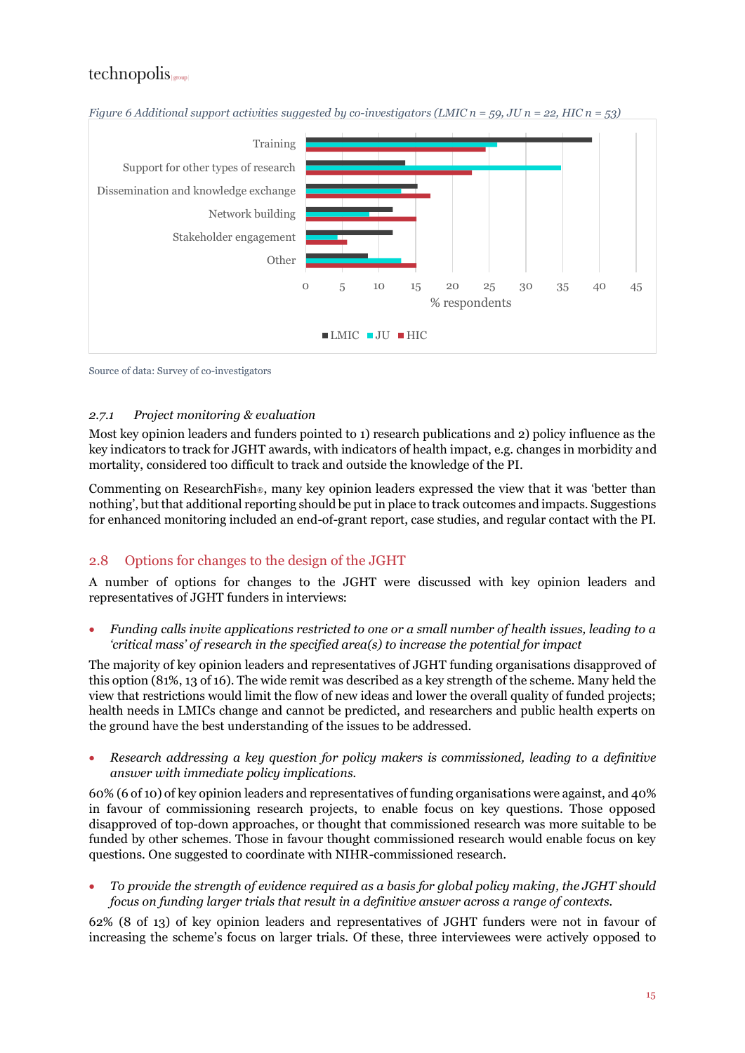*Figure 6 Additional support activities suggested by co-investigators (LMIC n = 59, JU n = 22, HIC n = 53)*

Source of data: Survey of co-investigators

### 2.7.1 *Project monitoring & evaluation*

Most key opinion leaders and funders pointed to 1) research publications and 2) policy influence as the key indicators to track for JGHT awards, with indicators of health impact, e.g. changes in morbidity and mortality, considered too difficult to track and outside the knowledge of the PI.

Commenting on ResearchFish®, many key opinion leaders expressed the view that it was 'better than nothing', but that additional reporting should be put in place to track outcomes and impacts. Suggestions for enhanced monitoring included an end-of-grant report, case studies, and regular contact with the PI.

## 2.8 Options for changes to the design of the JGHT

A number of options for changes to the JGHT were discussed with key opinion leaders and representatives of JGHT funders in interviews:

- *Funding calls invite applications restricted to one or a small number of health issues, leading to a 'critical mass' of research in the specified area(s) to increase the potential for impact*

The majority of key opinion leaders and representatives of JGHT funding organisations disapproved of this option (81%, 13 of 16). The wide remit was described as a key strength of the scheme. Many held the view that restrictions would limit the flow of new ideas and lower the overall quality of funded projects; health needs in LMICs change and cannot be predicted, and researchers and public health experts on the ground have the best understanding of the issues to be addressed.

- *Research addressing a key question for policy makers is commissioned, leading to a definitive answer with immediate policy implications.*

60% (6 of 10) of key opinion leaders and representatives of funding organisations were against, and 40% in favour of commissioning research projects, to enable focus on key questions. Those opposed disapproved of top-down approaches, or thought that commissioned research was more suitable to be funded by other schemes. Those in favour thought commissioned research would enable focus on key questions. One suggested to coordinate with NIHR-commissioned research.

- *To provide the strength of evidence required as a basis for global policy making, the JGHT should focus on funding larger trials that result in a definitive answer across a range of contexts.*

62% (8 of 13) of key opinion leaders and representatives of JGHT funders were not in favour of increasing the scheme's focus on larger trials. Of these, three interviewees were actively opposed to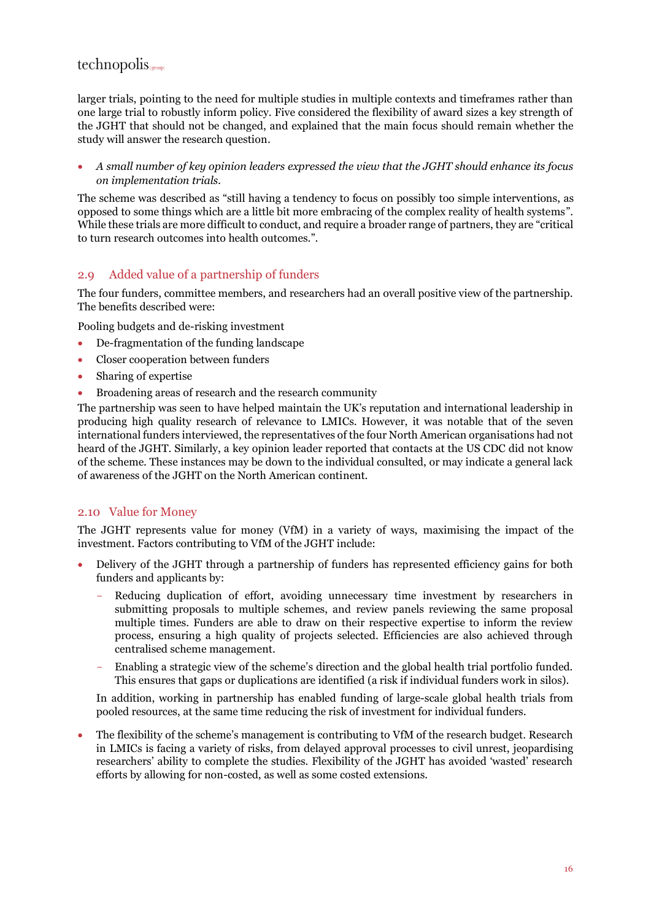larger trials, pointing to the need for multiple studies in multiple contexts and timeframes rather than one large trial to robustly inform policy. Five considered the flexibility of award sizes a key strength of the JGHT that should not be changed, and explained that the main focus should remain whether the study will answer the research question.

- *A small number of key opinion leaders expressed the view that the JGHT should enhance its focus on implementation trials.*

The scheme was described as "still having a tendency to focus on possibly too simple interventions, as opposed to some things which are a little bit more embracing of the complex reality of health systems". While these trials are more difficult to conduct, and require a broader range of partners, they are "critical to turn research outcomes into health outcomes.".

## 2.9 Added value of a partnership of funders

The four funders, committee members, and researchers had an overall positive view of the partnership. The benefits described were:

Pooling budgets and de-risking investment

- De-fragmentation of the funding landscape
- Closer cooperation between funders
- Sharing of expertise
- Broadening areas of research and the research community

The partnership was seen to have helped maintain the UK's reputation and international leadership in producing high quality research of relevance to LMICs. However, it was notable that of the seven international funders interviewed, the representatives of the four North American organisations had not heard of the JGHT. Similarly, a key opinion leader reported that contacts at the US CDC did not know of the scheme. These instances may be down to the individual consulted, or may indicate a general lack of awareness of the JGHT on the North American continent.

## 2.10 Value for Money

The JGHT represents value for money (VfM) in a variety of ways, maximising the impact of the investment. Factors contributing to VfM of the JGHT include:

- Delivery of the JGHT through a partnership of funders has represented efficiency gains for both funders and applicants by:
  - Reducing duplication of effort, avoiding unnecessary time investment by researchers in submitting proposals to multiple schemes, and review panels reviewing the same proposal multiple times. Funders are able to draw on their respective expertise to inform the review process, ensuring a high quality of projects selected. Efficiencies are also achieved through centralised scheme management.
  - Enabling a strategic view of the scheme's direction and the global health trial portfolio funded. This ensures that gaps or duplications are identified (a risk if individual funders work in silos).

  In addition, working in partnership has enabled funding of large-scale global health trials from pooled resources, at the same time reducing the risk of investment for individual funders.

- The flexibility of the scheme's management is contributing to VfM of the research budget. Research in LMICs is facing a variety of risks, from delayed approval processes to civil unrest, jeopardising researchers' ability to complete the studies. Flexibility of the JGHT has avoided 'wasted' research efforts by allowing for non-costed, as well as some costed extensions.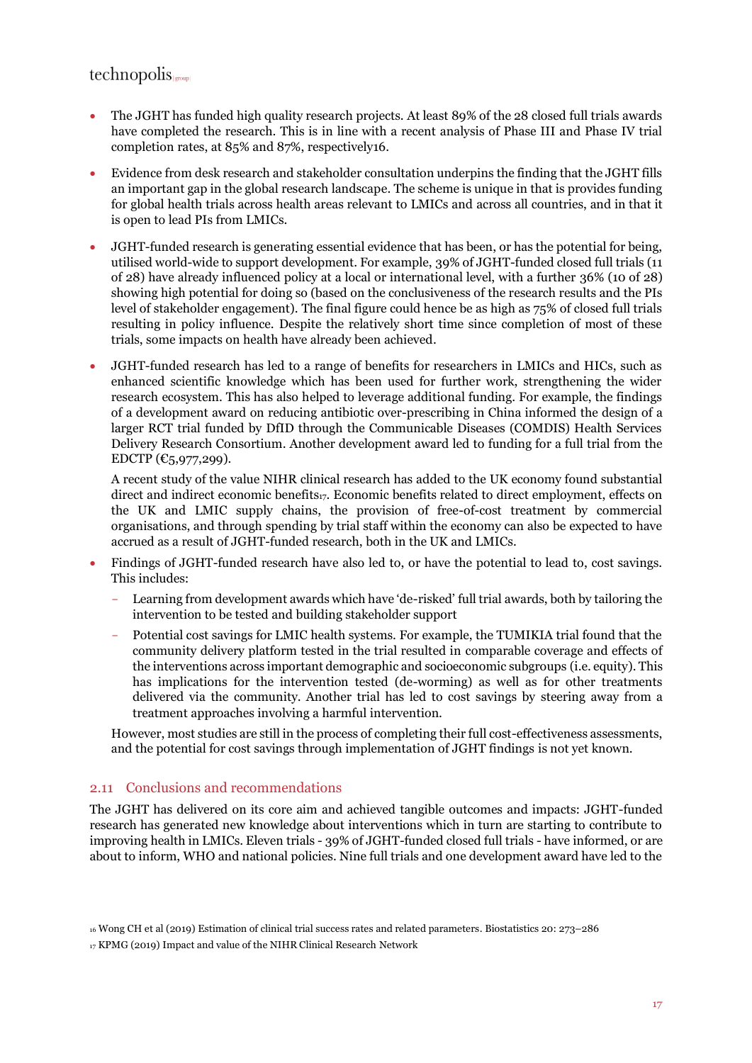- The JGHT has funded high quality research projects. At least 89% of the 28 closed full trials awards have completed the research. This is in line with a recent analysis of Phase III and Phase IV trial completion rates, at 85% and 87%, respectively[16].

- Evidence from desk research and stakeholder consultation underpins the finding that the JGHT fills an important gap in the global research landscape. The scheme is unique in that is provides funding for global health trials across health areas relevant to LMICs and across all countries, and in that it is open to lead PIs from LMICs.

- JGHT-funded research is generating essential evidence that has been, or has the potential for being, utilised world-wide to support development. For example, 39% of JGHT-funded closed full trials (11 of 28) have already influenced policy at a local or international level, with a further 36% (10 of 28) showing high potential for doing so (based on the conclusiveness of the research results and the PIs level of stakeholder engagement). The final figure could hence be as high as 75% of closed full trials resulting in policy influence. Despite the relatively short time since completion of most of these trials, some impacts on health have already been achieved.

- JGHT-funded research has led to a range of benefits for researchers in LMICs and HICs, such as enhanced scientific knowledge which has been used for further work, strengthening the wider research ecosystem. This has also helped to leverage additional funding. For example, the findings of a development award on reducing antibiotic over-prescribing in China informed the design of a larger RCT trial funded by DfID through the Communicable Diseases (COMDIS) Health Services Delivery Research Consortium. Another development award led to funding for a full trial from the EDCTP (€5,977,299).

  A recent study of the value NIHR clinical research has added to the UK economy found substantial direct and indirect economic benefits[17]. Economic benefits related to direct employment, effects on the UK and LMIC supply chains, the provision of free-of-cost treatment by commercial organisations, and through spending by trial staff within the economy can also be expected to have accrued as a result of JGHT-funded research, both in the UK and LMICs.

- Findings of JGHT-funded research have also led to, or have the potential to lead to, cost savings. This includes:
  - Learning from development awards which have 'de-risked' full trial awards, both by tailoring the intervention to be tested and building stakeholder support
  - Potential cost savings for LMIC health systems. For example, the TUMIKIA trial found that the community delivery platform tested in the trial resulted in comparable coverage and effects of the interventions across important demographic and socioeconomic subgroups (i.e. equity). This has implications for the intervention tested (de-worming) as well as for other treatments delivered via the community. Another trial has led to cost savings by steering away from a treatment approaches involving a harmful intervention.

  However, most studies are still in the process of completing their full cost-effectiveness assessments, and the potential for cost savings through implementation of JGHT findings is not yet known.

## 2.11 Conclusions and recommendations

The JGHT has delivered on its core aim and achieved tangible outcomes and impacts: JGHT-funded research has generated new knowledge about interventions which in turn are starting to contribute to improving health in LMICs. Eleven trials - 39% of JGHT-funded closed full trials - have informed, or are about to inform, WHO and national policies. Nine full trials and one development award have led to the

[16] Wong CH et al (2019) Estimation of clinical trial success rates and related parameters. Biostatistics 20: 273–286

[17] KPMG (2019) Impact and value of the NIHR Clinical Research Network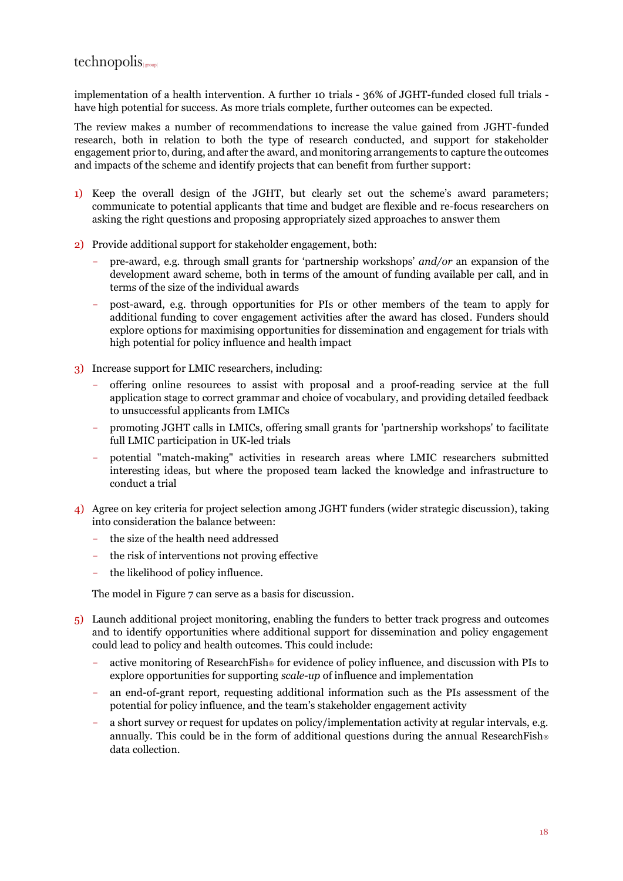implementation of a health intervention. A further 10 trials - 36% of JGHT-funded closed full trials - have high potential for success. As more trials complete, further outcomes can be expected.

The review makes a number of recommendations to increase the value gained from JGHT-funded research, both in relation to both the type of research conducted, and support for stakeholder engagement prior to, during, and after the award, and monitoring arrangements to capture the outcomes and impacts of the scheme and identify projects that can benefit from further support:

1) Keep the overall design of the JGHT, but clearly set out the scheme's award parameters; communicate to potential applicants that time and budget are flexible and re-focus researchers on asking the right questions and proposing appropriately sized approaches to answer them

2) Provide additional support for stakeholder engagement, both:
   - pre-award, e.g. through small grants for 'partnership workshops' *and/or* an expansion of the development award scheme, both in terms of the amount of funding available per call, and in terms of the size of the individual awards
   - post-award, e.g. through opportunities for PIs or other members of the team to apply for additional funding to cover engagement activities after the award has closed. Funders should explore options for maximising opportunities for dissemination and engagement for trials with high potential for policy influence and health impact

3) Increase support for LMIC researchers, including:
   - offering online resources to assist with proposal and a proof-reading service at the full application stage to correct grammar and choice of vocabulary, and providing detailed feedback to unsuccessful applicants from LMICs
   - promoting JGHT calls in LMICs, offering small grants for 'partnership workshops' to facilitate full LMIC participation in UK-led trials
   - potential "match-making" activities in research areas where LMIC researchers submitted interesting ideas, but where the proposed team lacked the knowledge and infrastructure to conduct a trial

4) Agree on key criteria for project selection among JGHT funders (wider strategic discussion), taking into consideration the balance between:
   - the size of the health need addressed
   - the risk of interventions not proving effective
   - the likelihood of policy influence.

   The model in Figure 7 can serve as a basis for discussion.

5) Launch additional project monitoring, enabling the funders to better track progress and outcomes and to identify opportunities where additional support for dissemination and policy engagement could lead to policy and health outcomes. This could include:
   - active monitoring of ResearchFish® for evidence of policy influence, and discussion with PIs to explore opportunities for supporting *scale-up* of influence and implementation
   - an end-of-grant report, requesting additional information such as the PIs assessment of the potential for policy influence, and the team's stakeholder engagement activity
   - a short survey or request for updates on policy/implementation activity at regular intervals, e.g. annually. This could be in the form of additional questions during the annual ResearchFish® data collection.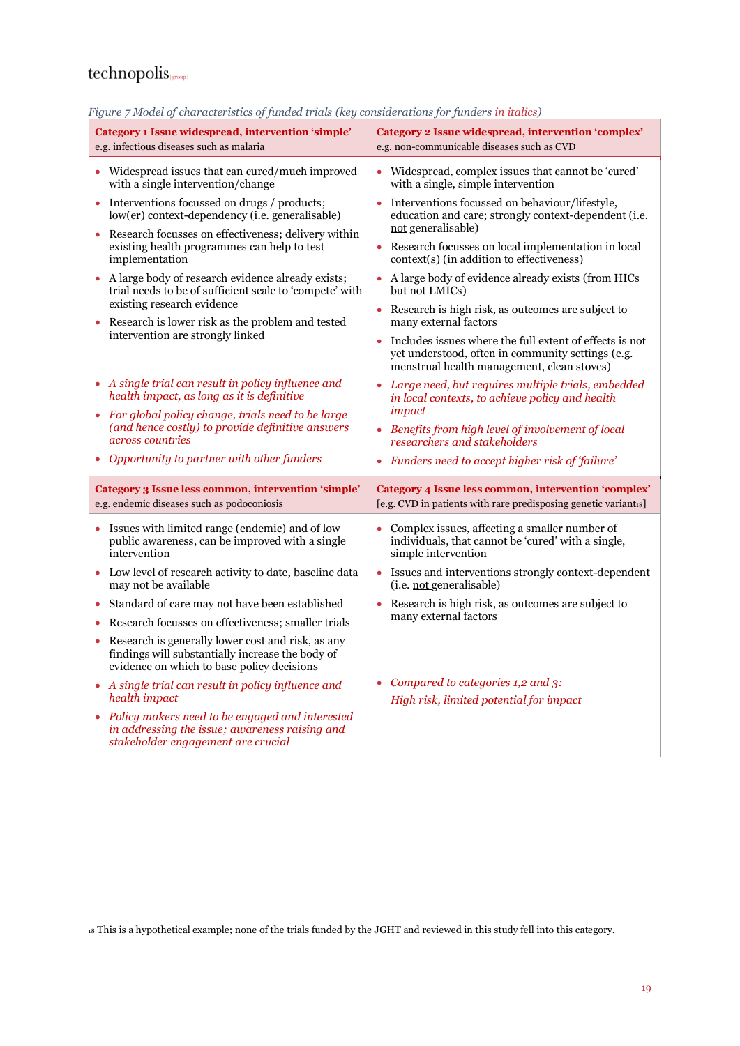*Figure 7 Model of characteristics of funded trials (key considerations for funders in italics)*

| **Category 1 Issue widespread, intervention 'simple'** e.g. infectious diseases such as malaria | **Category 2 Issue widespread, intervention 'complex'** e.g. non-communicable diseases such as CVD |
|---|---|
| • Widespread issues that can cured/much improved with a single intervention/change<br>• Interventions focussed on drugs / products; low(er) context-dependency (i.e. generalisable)<br>• Research focusses on effectiveness; delivery within existing health programmes can help to test implementation<br>• A large body of research evidence already exists; trial needs to be of sufficient scale to 'compete' with existing research evidence<br>• Research is lower risk as the problem and tested intervention are strongly linked<br>• *A single trial can result in policy influence and health impact, as long as it is definitive*<br>• *For global policy change, trials need to be large (and hence costly) to provide definitive answers across countries*<br>• *Opportunity to partner with other funders* | • Widespread, complex issues that cannot be 'cured' with a single, simple intervention<br>• Interventions focussed on behaviour/lifestyle, education and care; strongly context-dependent (i.e. not generalisable)<br>• Research focusses on local implementation in local context(s) (in addition to effectiveness)<br>• A large body of evidence already exists (from HICs but not LMICs)<br>• Research is high risk, as outcomes are subject to many external factors<br>• Includes issues where the full extent of effects is not yet understood, often in community settings (e.g. menstrual health management, clean stoves)<br>• *Large need, but requires multiple trials, embedded in local contexts, to achieve policy and health impact*<br>• *Benefits from high level of involvement of local researchers and stakeholders*<br>• *Funders need to accept higher risk of 'failure'* |
| **Category 3 Issue less common, intervention 'simple'** e.g. endemic diseases such as podoconiosis | **Category 4 Issue less common, intervention 'complex'** [e.g. CVD in patients with rare predisposing genetic variant[18]] |
| • Issues with limited range (endemic) and of low public awareness, can be improved with a single intervention<br>• Low level of research activity to date, baseline data may not be available<br>• Standard of care may not have been established<br>• Research focusses on effectiveness; smaller trials<br>• Research is generally lower cost and risk, as any findings will substantially increase the body of evidence on which to base policy decisions<br>• *A single trial can result in policy influence and health impact*<br>• *Policy makers need to be engaged and interested in addressing the issue; awareness raising and stakeholder engagement are crucial* | • Complex issues, affecting a smaller number of individuals, that cannot be 'cured' with a single, simple intervention<br>• Issues and interventions strongly context-dependent (i.e. not generalisable)<br>• Research is high risk, as outcomes are subject to many external factors<br>• *Compared to categories 1,2 and 3: High risk, limited potential for impact* |

[18] This is a hypothetical example; none of the trials funded by the JGHT and reviewed in this study fell into this category.